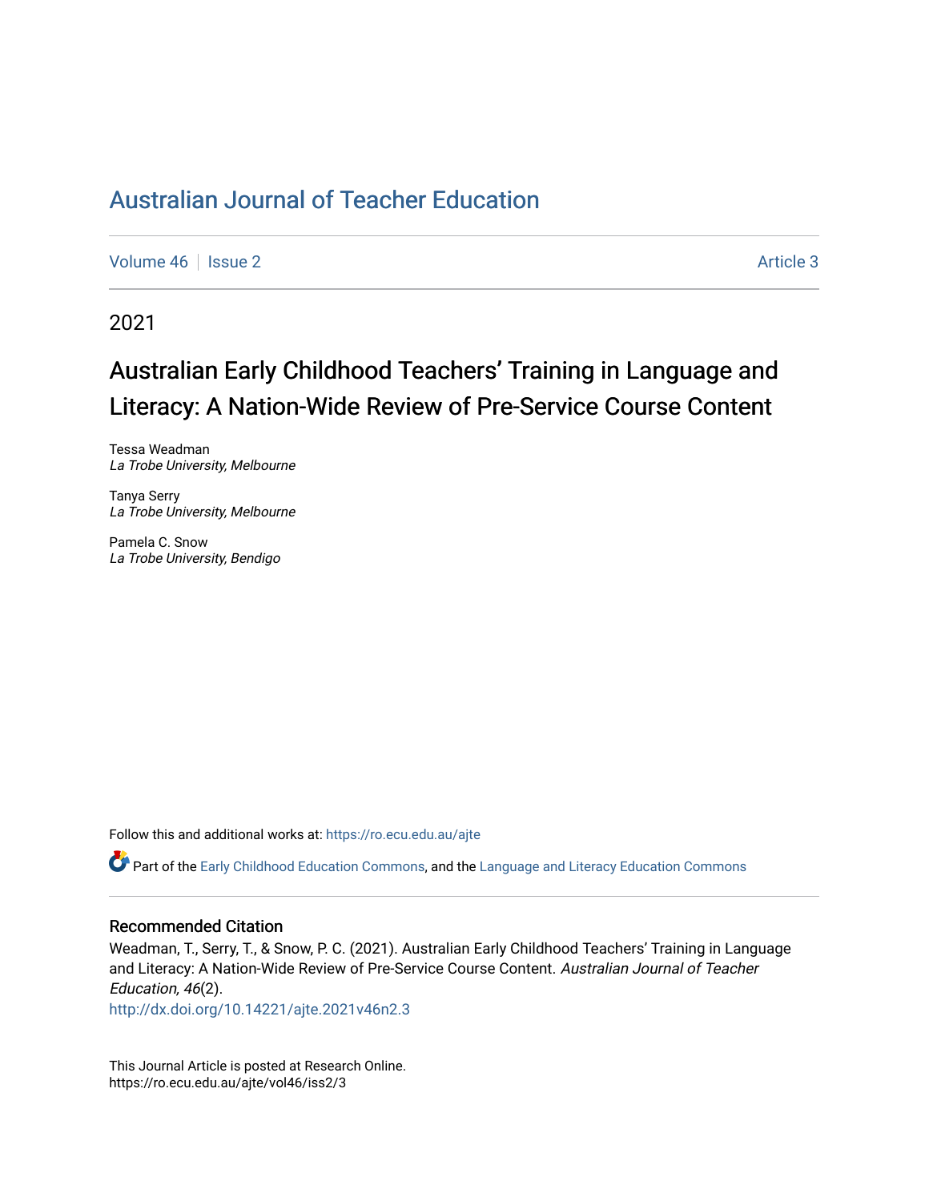# Australian Journal of Teacher Education

Volume 46 | Issue 2 | Article 3

2021

## Australian Early Childhood Teachers' Training in Language and Literacy: A Nation-Wide Review of Pre-Service Course Content

Tessa Weadman
*La Trobe University, Melbourne*

Tanya Serry
*La Trobe University, Melbourne*

Pamela C. Snow
*La Trobe University, Bendigo*

Follow this and additional works at: https://ro.ecu.edu.au/ajte

Part of the Early Childhood Education Commons, and the Language and Literacy Education Commons

### Recommended Citation

Weadman, T., Serry, T., & Snow, P. C. (2021). Australian Early Childhood Teachers' Training in Language and Literacy: A Nation-Wide Review of Pre-Service Course Content. *Australian Journal of Teacher Education, 46*(2).
http://dx.doi.org/10.14221/ajte.2021v46n2.3

This Journal Article is posted at Research Online.
https://ro.ecu.edu.au/ajte/vol46/iss2/3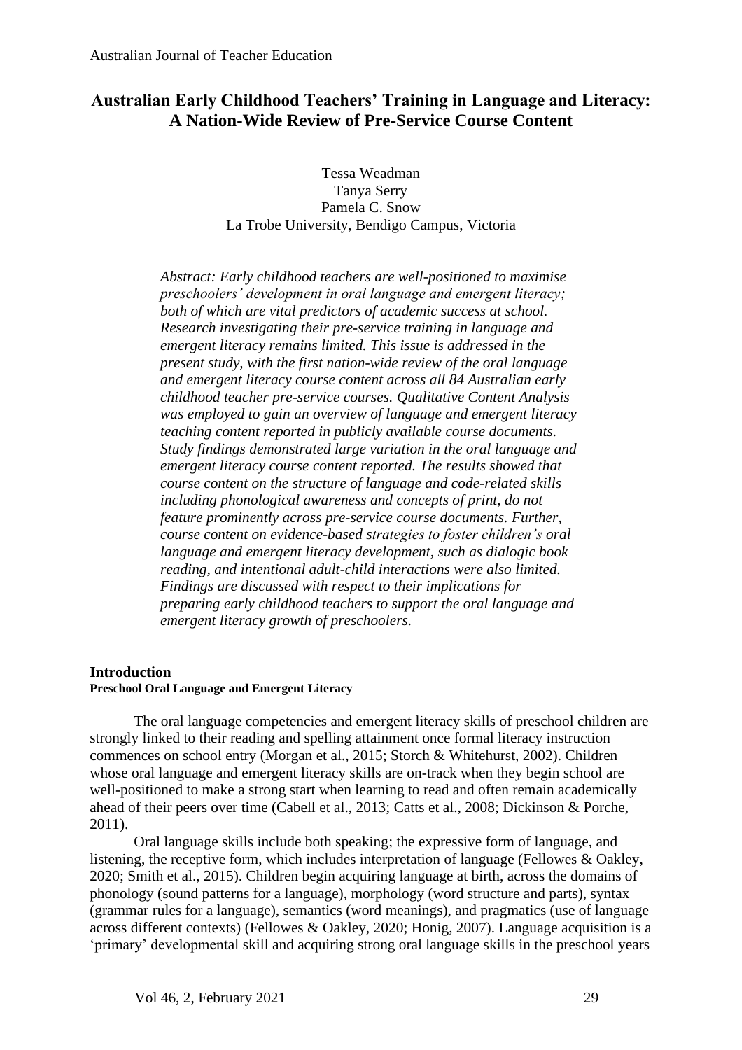# Australian Early Childhood Teachers' Training in Language and Literacy: A Nation-Wide Review of Pre-Service Course Content

Tessa Weadman
Tanya Serry
Pamela C. Snow
La Trobe University, Bendigo Campus, Victoria

*Abstract: Early childhood teachers are well-positioned to maximise preschoolers' development in oral language and emergent literacy; both of which are vital predictors of academic success at school. Research investigating their pre-service training in language and emergent literacy remains limited. This issue is addressed in the present study, with the first nation-wide review of the oral language and emergent literacy course content across all 84 Australian early childhood teacher pre-service courses. Qualitative Content Analysis was employed to gain an overview of language and emergent literacy teaching content reported in publicly available course documents. Study findings demonstrated large variation in the oral language and emergent literacy course content reported. The results showed that course content on the structure of language and code-related skills including phonological awareness and concepts of print, do not feature prominently across pre-service course documents. Further, course content on evidence-based strategies to foster children's oral language and emergent literacy development, such as dialogic book reading, and intentional adult-child interactions were also limited. Findings are discussed with respect to their implications for preparing early childhood teachers to support the oral language and emergent literacy growth of preschoolers.*

## Introduction

### Preschool Oral Language and Emergent Literacy

The oral language competencies and emergent literacy skills of preschool children are strongly linked to their reading and spelling attainment once formal literacy instruction commences on school entry (Morgan et al., 2015; Storch & Whitehurst, 2002). Children whose oral language and emergent literacy skills are on-track when they begin school are well-positioned to make a strong start when learning to read and often remain academically ahead of their peers over time (Cabell et al., 2013; Catts et al., 2008; Dickinson & Porche, 2011).

Oral language skills include both speaking; the expressive form of language, and listening, the receptive form, which includes interpretation of language (Fellowes & Oakley, 2020; Smith et al., 2015). Children begin acquiring language at birth, across the domains of phonology (sound patterns for a language), morphology (word structure and parts), syntax (grammar rules for a language), semantics (word meanings), and pragmatics (use of language across different contexts) (Fellowes & Oakley, 2020; Honig, 2007). Language acquisition is a 'primary' developmental skill and acquiring strong oral language skills in the preschool years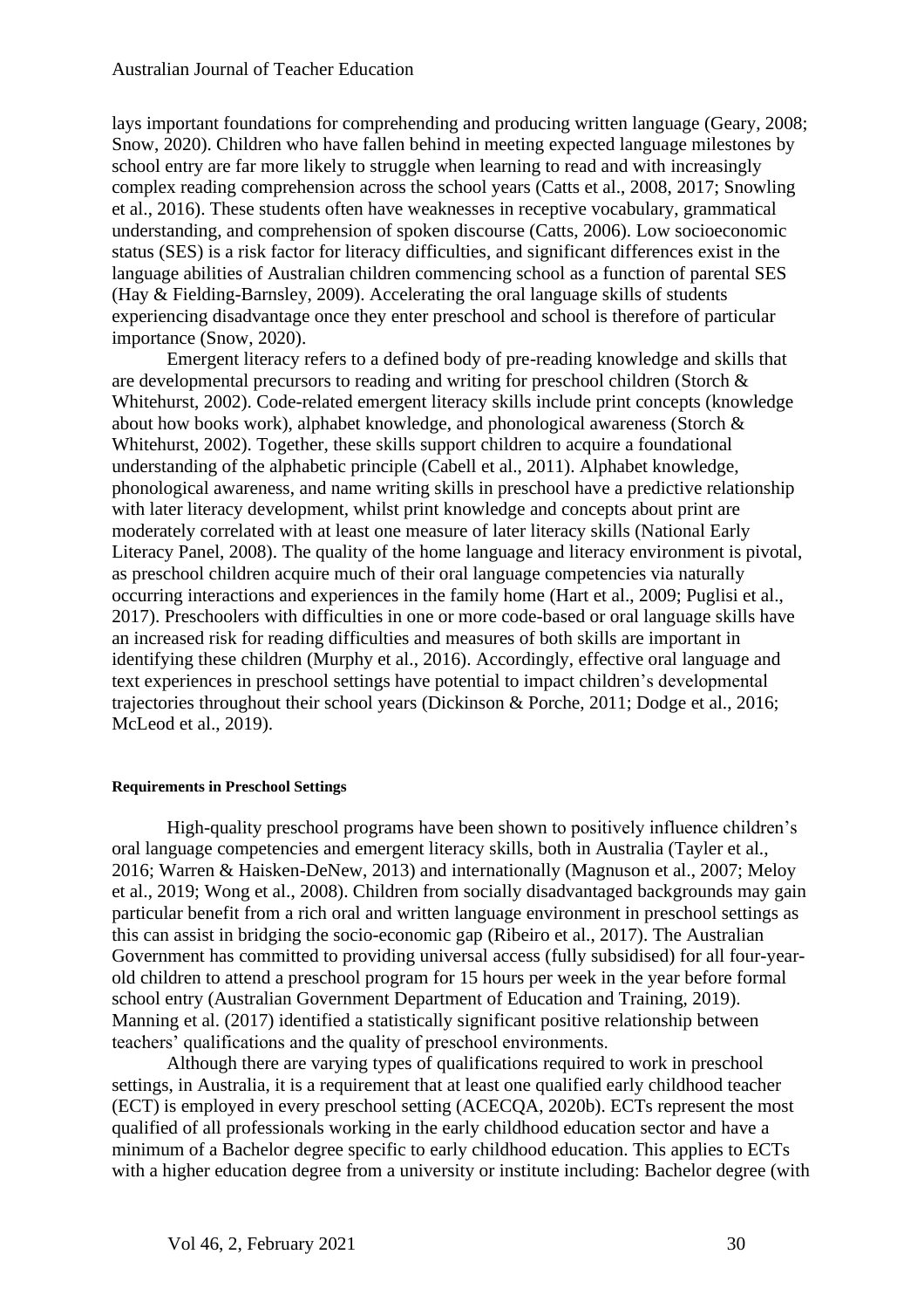lays important foundations for comprehending and producing written language (Geary, 2008; Snow, 2020). Children who have fallen behind in meeting expected language milestones by school entry are far more likely to struggle when learning to read and with increasingly complex reading comprehension across the school years (Catts et al., 2008, 2017; Snowling et al., 2016). These students often have weaknesses in receptive vocabulary, grammatical understanding, and comprehension of spoken discourse (Catts, 2006). Low socioeconomic status (SES) is a risk factor for literacy difficulties, and significant differences exist in the language abilities of Australian children commencing school as a function of parental SES (Hay & Fielding-Barnsley, 2009). Accelerating the oral language skills of students experiencing disadvantage once they enter preschool and school is therefore of particular importance (Snow, 2020).

Emergent literacy refers to a defined body of pre-reading knowledge and skills that are developmental precursors to reading and writing for preschool children (Storch & Whitehurst, 2002). Code-related emergent literacy skills include print concepts (knowledge about how books work), alphabet knowledge, and phonological awareness (Storch & Whitehurst, 2002). Together, these skills support children to acquire a foundational understanding of the alphabetic principle (Cabell et al., 2011). Alphabet knowledge, phonological awareness, and name writing skills in preschool have a predictive relationship with later literacy development, whilst print knowledge and concepts about print are moderately correlated with at least one measure of later literacy skills (National Early Literacy Panel, 2008). The quality of the home language and literacy environment is pivotal, as preschool children acquire much of their oral language competencies via naturally occurring interactions and experiences in the family home (Hart et al., 2009; Puglisi et al., 2017). Preschoolers with difficulties in one or more code-based or oral language skills have an increased risk for reading difficulties and measures of both skills are important in identifying these children (Murphy et al., 2016). Accordingly, effective oral language and text experiences in preschool settings have potential to impact children's developmental trajectories throughout their school years (Dickinson & Porche, 2011; Dodge et al., 2016; McLeod et al., 2019).

#### Requirements in Preschool Settings

High-quality preschool programs have been shown to positively influence children's oral language competencies and emergent literacy skills, both in Australia (Tayler et al., 2016; Warren & Haisken-DeNew, 2013) and internationally (Magnuson et al., 2007; Meloy et al., 2019; Wong et al., 2008). Children from socially disadvantaged backgrounds may gain particular benefit from a rich oral and written language environment in preschool settings as this can assist in bridging the socio-economic gap (Ribeiro et al., 2017). The Australian Government has committed to providing universal access (fully subsidised) for all four-year-old children to attend a preschool program for 15 hours per week in the year before formal school entry (Australian Government Department of Education and Training, 2019). Manning et al. (2017) identified a statistically significant positive relationship between teachers' qualifications and the quality of preschool environments.

Although there are varying types of qualifications required to work in preschool settings, in Australia, it is a requirement that at least one qualified early childhood teacher (ECT) is employed in every preschool setting (ACECQA, 2020b). ECTs represent the most qualified of all professionals working in the early childhood education sector and have a minimum of a Bachelor degree specific to early childhood education. This applies to ECTs with a higher education degree from a university or institute including: Bachelor degree (with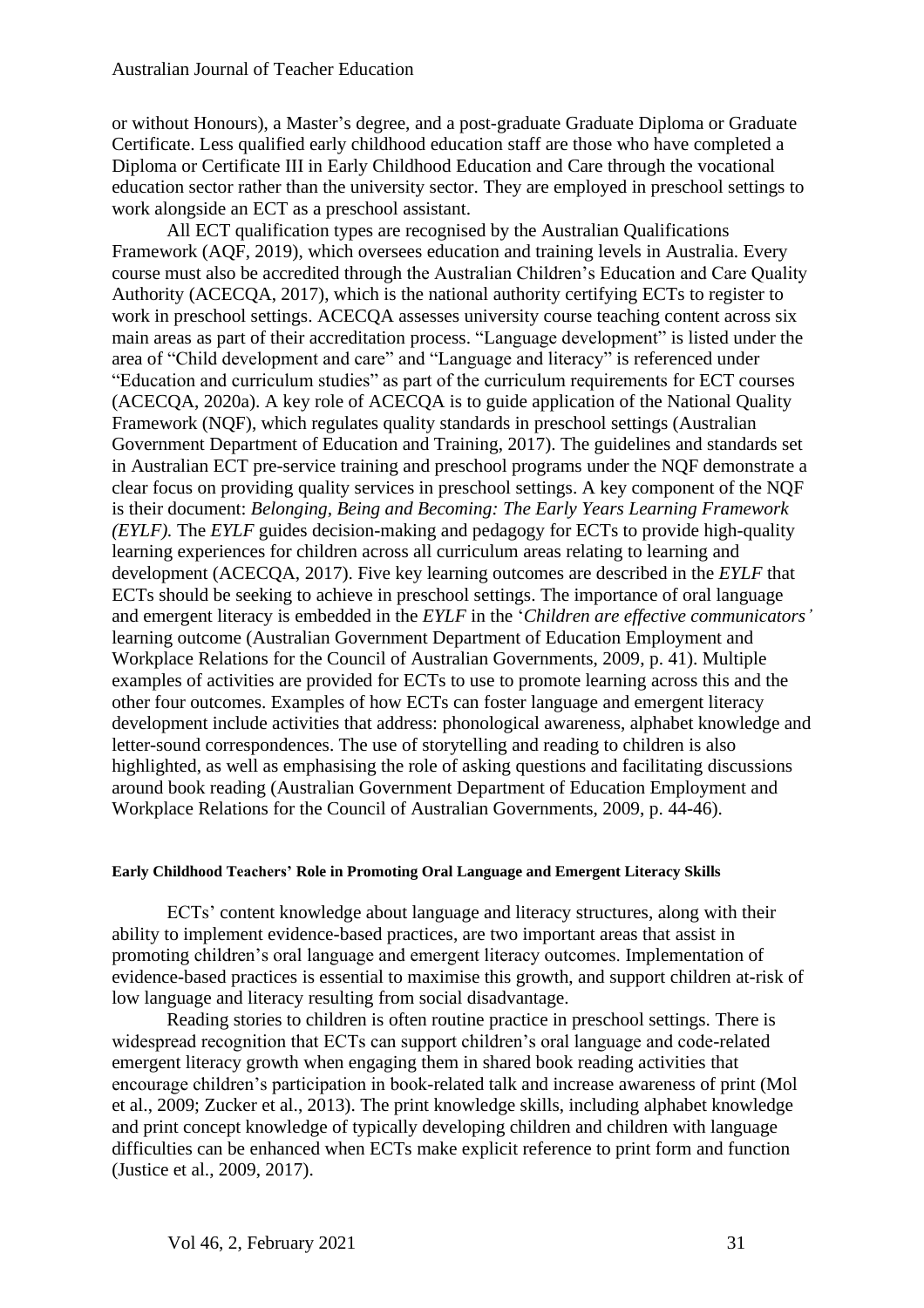or without Honours), a Master's degree, and a post-graduate Graduate Diploma or Graduate Certificate. Less qualified early childhood education staff are those who have completed a Diploma or Certificate III in Early Childhood Education and Care through the vocational education sector rather than the university sector. They are employed in preschool settings to work alongside an ECT as a preschool assistant.

All ECT qualification types are recognised by the Australian Qualifications Framework (AQF, 2019), which oversees education and training levels in Australia. Every course must also be accredited through the Australian Children's Education and Care Quality Authority (ACECQA, 2017), which is the national authority certifying ECTs to register to work in preschool settings. ACECQA assesses university course teaching content across six main areas as part of their accreditation process. "Language development" is listed under the area of "Child development and care" and "Language and literacy" is referenced under "Education and curriculum studies" as part of the curriculum requirements for ECT courses (ACECQA, 2020a). A key role of ACECQA is to guide application of the National Quality Framework (NQF), which regulates quality standards in preschool settings (Australian Government Department of Education and Training, 2017). The guidelines and standards set in Australian ECT pre-service training and preschool programs under the NQF demonstrate a clear focus on providing quality services in preschool settings. A key component of the NQF is their document: *Belonging, Being and Becoming: The Early Years Learning Framework (EYLF).* The *EYLF* guides decision-making and pedagogy for ECTs to provide high-quality learning experiences for children across all curriculum areas relating to learning and development (ACECQA, 2017). Five key learning outcomes are described in the *EYLF* that ECTs should be seeking to achieve in preschool settings. The importance of oral language and emergent literacy is embedded in the *EYLF* in the '*Children are effective communicators'* learning outcome (Australian Government Department of Education Employment and Workplace Relations for the Council of Australian Governments, 2009, p. 41). Multiple examples of activities are provided for ECTs to use to promote learning across this and the other four outcomes. Examples of how ECTs can foster language and emergent literacy development include activities that address: phonological awareness, alphabet knowledge and letter-sound correspondences. The use of storytelling and reading to children is also highlighted, as well as emphasising the role of asking questions and facilitating discussions around book reading (Australian Government Department of Education Employment and Workplace Relations for the Council of Australian Governments, 2009, p. 44-46).

#### Early Childhood Teachers' Role in Promoting Oral Language and Emergent Literacy Skills

ECTs' content knowledge about language and literacy structures, along with their ability to implement evidence-based practices, are two important areas that assist in promoting children's oral language and emergent literacy outcomes. Implementation of evidence-based practices is essential to maximise this growth, and support children at-risk of low language and literacy resulting from social disadvantage.

Reading stories to children is often routine practice in preschool settings. There is widespread recognition that ECTs can support children's oral language and code-related emergent literacy growth when engaging them in shared book reading activities that encourage children's participation in book-related talk and increase awareness of print (Mol et al., 2009; Zucker et al., 2013). The print knowledge skills, including alphabet knowledge and print concept knowledge of typically developing children and children with language difficulties can be enhanced when ECTs make explicit reference to print form and function (Justice et al., 2009, 2017).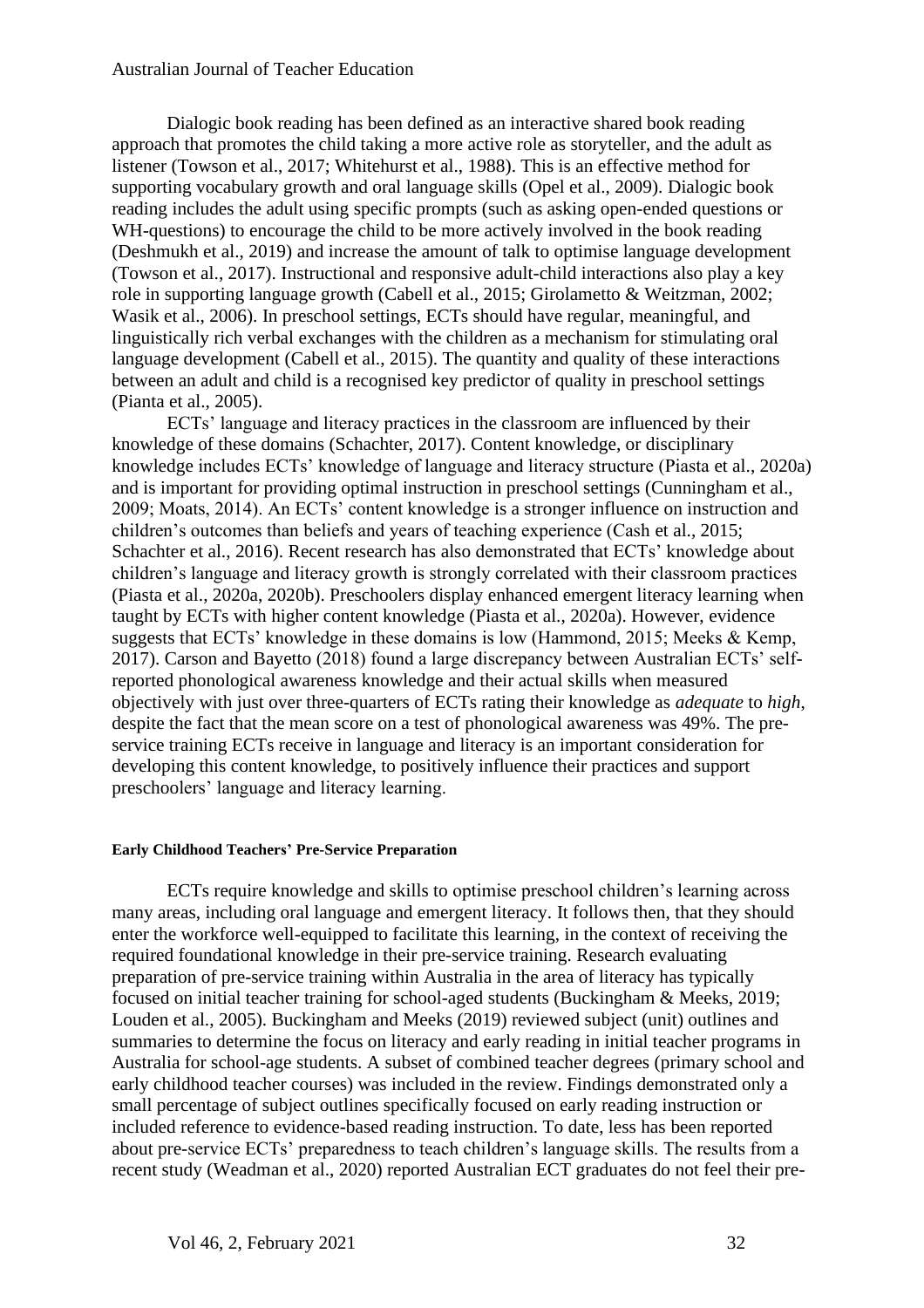Dialogic book reading has been defined as an interactive shared book reading approach that promotes the child taking a more active role as storyteller, and the adult as listener (Towson et al., 2017; Whitehurst et al., 1988). This is an effective method for supporting vocabulary growth and oral language skills (Opel et al., 2009). Dialogic book reading includes the adult using specific prompts (such as asking open-ended questions or WH-questions) to encourage the child to be more actively involved in the book reading (Deshmukh et al., 2019) and increase the amount of talk to optimise language development (Towson et al., 2017). Instructional and responsive adult-child interactions also play a key role in supporting language growth (Cabell et al., 2015; Girolametto & Weitzman, 2002; Wasik et al., 2006). In preschool settings, ECTs should have regular, meaningful, and linguistically rich verbal exchanges with the children as a mechanism for stimulating oral language development (Cabell et al., 2015). The quantity and quality of these interactions between an adult and child is a recognised key predictor of quality in preschool settings (Pianta et al., 2005).

ECTs' language and literacy practices in the classroom are influenced by their knowledge of these domains (Schachter, 2017). Content knowledge, or disciplinary knowledge includes ECTs' knowledge of language and literacy structure (Piasta et al., 2020a) and is important for providing optimal instruction in preschool settings (Cunningham et al., 2009; Moats, 2014). An ECTs' content knowledge is a stronger influence on instruction and children's outcomes than beliefs and years of teaching experience (Cash et al., 2015; Schachter et al., 2016). Recent research has also demonstrated that ECTs' knowledge about children's language and literacy growth is strongly correlated with their classroom practices (Piasta et al., 2020a, 2020b). Preschoolers display enhanced emergent literacy learning when taught by ECTs with higher content knowledge (Piasta et al., 2020a). However, evidence suggests that ECTs' knowledge in these domains is low (Hammond, 2015; Meeks & Kemp, 2017). Carson and Bayetto (2018) found a large discrepancy between Australian ECTs' self-reported phonological awareness knowledge and their actual skills when measured objectively with just over three-quarters of ECTs rating their knowledge as *adequate* to *high*, despite the fact that the mean score on a test of phonological awareness was 49%. The pre-service training ECTs receive in language and literacy is an important consideration for developing this content knowledge, to positively influence their practices and support preschoolers' language and literacy learning.

#### Early Childhood Teachers' Pre-Service Preparation

ECTs require knowledge and skills to optimise preschool children's learning across many areas, including oral language and emergent literacy. It follows then, that they should enter the workforce well-equipped to facilitate this learning, in the context of receiving the required foundational knowledge in their pre-service training. Research evaluating preparation of pre-service training within Australia in the area of literacy has typically focused on initial teacher training for school-aged students (Buckingham & Meeks, 2019; Louden et al., 2005). Buckingham and Meeks (2019) reviewed subject (unit) outlines and summaries to determine the focus on literacy and early reading in initial teacher programs in Australia for school-age students. A subset of combined teacher degrees (primary school and early childhood teacher courses) was included in the review. Findings demonstrated only a small percentage of subject outlines specifically focused on early reading instruction or included reference to evidence-based reading instruction. To date, less has been reported about pre-service ECTs' preparedness to teach children's language skills. The results from a recent study (Weadman et al., 2020) reported Australian ECT graduates do not feel their pre-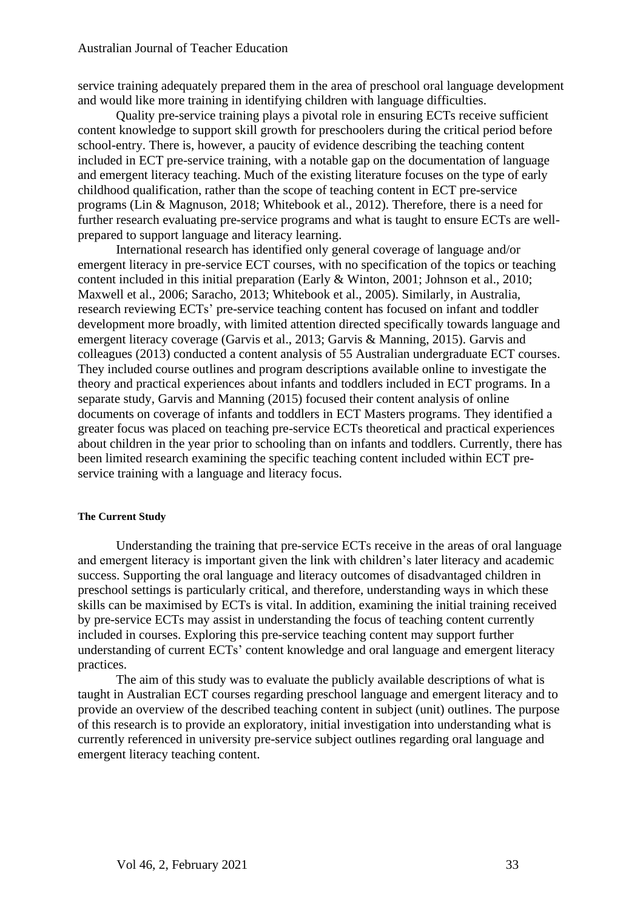service training adequately prepared them in the area of preschool oral language development and would like more training in identifying children with language difficulties.

Quality pre-service training plays a pivotal role in ensuring ECTs receive sufficient content knowledge to support skill growth for preschoolers during the critical period before school-entry. There is, however, a paucity of evidence describing the teaching content included in ECT pre-service training, with a notable gap on the documentation of language and emergent literacy teaching. Much of the existing literature focuses on the type of early childhood qualification, rather than the scope of teaching content in ECT pre-service programs (Lin & Magnuson, 2018; Whitebook et al., 2012). Therefore, there is a need for further research evaluating pre-service programs and what is taught to ensure ECTs are well-prepared to support language and literacy learning.

International research has identified only general coverage of language and/or emergent literacy in pre-service ECT courses, with no specification of the topics or teaching content included in this initial preparation (Early & Winton, 2001; Johnson et al., 2010; Maxwell et al., 2006; Saracho, 2013; Whitebook et al., 2005). Similarly, in Australia, research reviewing ECTs' pre-service teaching content has focused on infant and toddler development more broadly, with limited attention directed specifically towards language and emergent literacy coverage (Garvis et al., 2013; Garvis & Manning, 2015). Garvis and colleagues (2013) conducted a content analysis of 55 Australian undergraduate ECT courses. They included course outlines and program descriptions available online to investigate the theory and practical experiences about infants and toddlers included in ECT programs. In a separate study, Garvis and Manning (2015) focused their content analysis of online documents on coverage of infants and toddlers in ECT Masters programs. They identified a greater focus was placed on teaching pre-service ECTs theoretical and practical experiences about children in the year prior to schooling than on infants and toddlers. Currently, there has been limited research examining the specific teaching content included within ECT pre-service training with a language and literacy focus.

#### The Current Study

Understanding the training that pre-service ECTs receive in the areas of oral language and emergent literacy is important given the link with children's later literacy and academic success. Supporting the oral language and literacy outcomes of disadvantaged children in preschool settings is particularly critical, and therefore, understanding ways in which these skills can be maximised by ECTs is vital. In addition, examining the initial training received by pre-service ECTs may assist in understanding the focus of teaching content currently included in courses. Exploring this pre-service teaching content may support further understanding of current ECTs' content knowledge and oral language and emergent literacy practices.

The aim of this study was to evaluate the publicly available descriptions of what is taught in Australian ECT courses regarding preschool language and emergent literacy and to provide an overview of the described teaching content in subject (unit) outlines. The purpose of this research is to provide an exploratory, initial investigation into understanding what is currently referenced in university pre-service subject outlines regarding oral language and emergent literacy teaching content.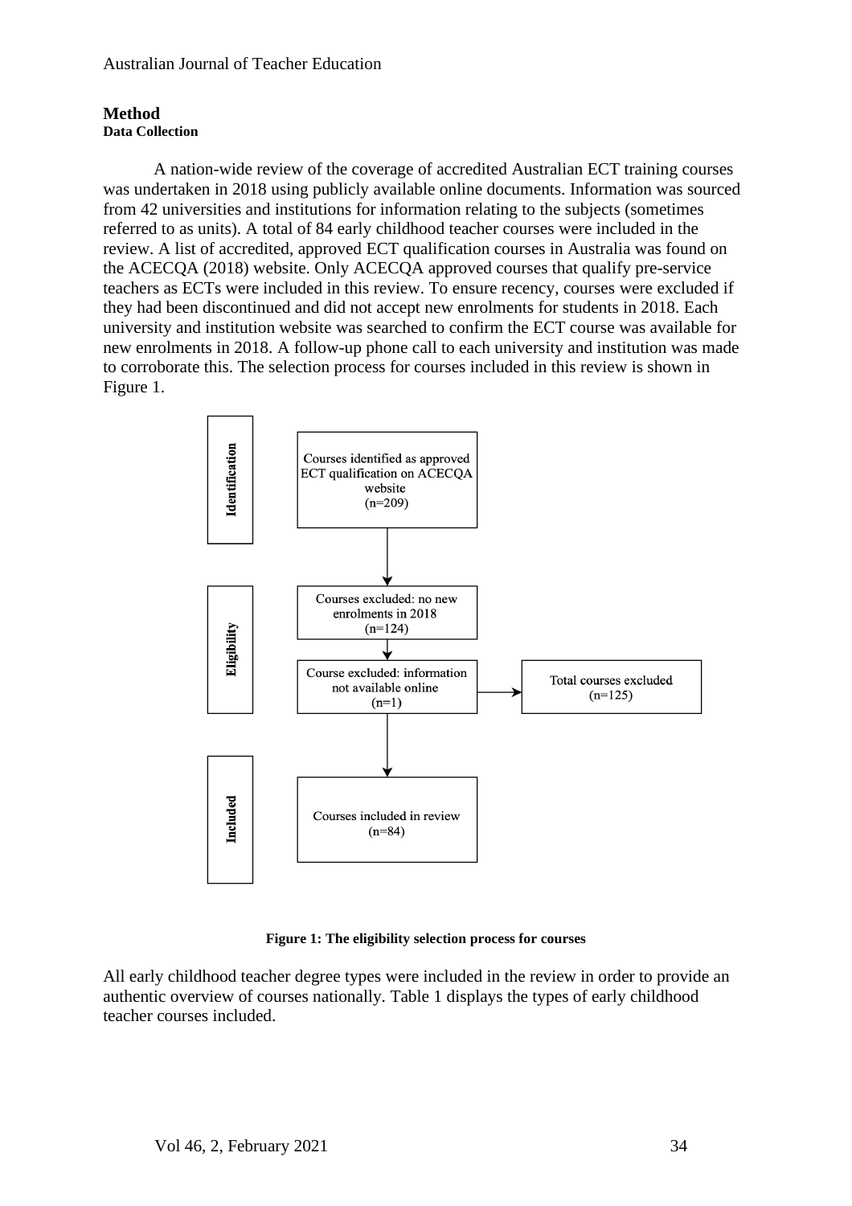## Method

### Data Collection

A nation-wide review of the coverage of accredited Australian ECT training courses was undertaken in 2018 using publicly available online documents. Information was sourced from 42 universities and institutions for information relating to the subjects (sometimes referred to as units). A total of 84 early childhood teacher courses were included in the review. A list of accredited, approved ECT qualification courses in Australia was found on the ACECQA (2018) website. Only ACECQA approved courses that qualify pre-service teachers as ECTs were included in this review. To ensure recency, courses were excluded if they had been discontinued and did not accept new enrolments for students in 2018. Each university and institution website was searched to confirm the ECT course was available for new enrolments in 2018. A follow-up phone call to each university and institution was made to corroborate this. The selection process for courses included in this review is shown in Figure 1.

**Identification**

Courses identified as approved ECT qualification on ACECQA website (n=209)

**Eligibility**

Courses excluded: no new enrolments in 2018 (n=124)

Course excluded: information not available online (n=1)

Total courses excluded (n=125)

**Included**

Courses included in review (n=84)

**Figure 1: The eligibility selection process for courses**

All early childhood teacher degree types were included in the review in order to provide an authentic overview of courses nationally. Table 1 displays the types of early childhood teacher courses included.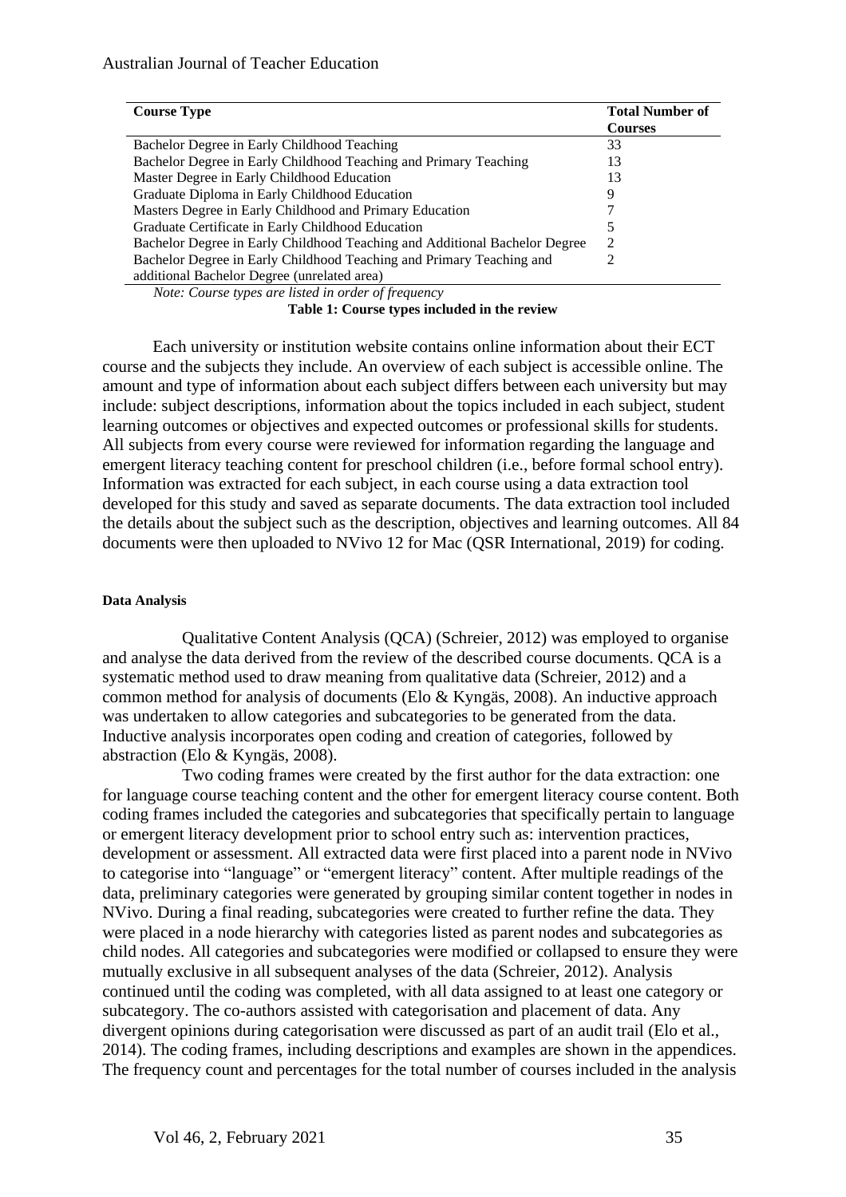| Course Type | Total Number of Courses |
|---|---|
| Bachelor Degree in Early Childhood Teaching | 33 |
| Bachelor Degree in Early Childhood Teaching and Primary Teaching | 13 |
| Master Degree in Early Childhood Education | 13 |
| Graduate Diploma in Early Childhood Education | 9 |
| Masters Degree in Early Childhood and Primary Education | 7 |
| Graduate Certificate in Early Childhood Education | 5 |
| Bachelor Degree in Early Childhood Teaching and Additional Bachelor Degree | 2 |
| Bachelor Degree in Early Childhood Teaching and Primary Teaching and additional Bachelor Degree (unrelated area) | 2 |

*Note: Course types are listed in order of frequency*

**Table 1: Course types included in the review**

Each university or institution website contains online information about their ECT course and the subjects they include. An overview of each subject is accessible online. The amount and type of information about each subject differs between each university but may include: subject descriptions, information about the topics included in each subject, student learning outcomes or objectives and expected outcomes or professional skills for students. All subjects from every course were reviewed for information regarding the language and emergent literacy teaching content for preschool children (i.e., before formal school entry). Information was extracted for each subject, in each course using a data extraction tool developed for this study and saved as separate documents. The data extraction tool included the details about the subject such as the description, objectives and learning outcomes. All 84 documents were then uploaded to NVivo 12 for Mac (QSR International, 2019) for coding.

#### Data Analysis

Qualitative Content Analysis (QCA) (Schreier, 2012) was employed to organise and analyse the data derived from the review of the described course documents. QCA is a systematic method used to draw meaning from qualitative data (Schreier, 2012) and a common method for analysis of documents (Elo & Kyngäs, 2008). An inductive approach was undertaken to allow categories and subcategories to be generated from the data. Inductive analysis incorporates open coding and creation of categories, followed by abstraction (Elo & Kyngäs, 2008).

Two coding frames were created by the first author for the data extraction: one for language course teaching content and the other for emergent literacy course content. Both coding frames included the categories and subcategories that specifically pertain to language or emergent literacy development prior to school entry such as: intervention practices, development or assessment. All extracted data were first placed into a parent node in NVivo to categorise into "language" or "emergent literacy" content. After multiple readings of the data, preliminary categories were generated by grouping similar content together in nodes in NVivo. During a final reading, subcategories were created to further refine the data. They were placed in a node hierarchy with categories listed as parent nodes and subcategories as child nodes. All categories and subcategories were modified or collapsed to ensure they were mutually exclusive in all subsequent analyses of the data (Schreier, 2012). Analysis continued until the coding was completed, with all data assigned to at least one category or subcategory. The co-authors assisted with categorisation and placement of data. Any divergent opinions during categorisation were discussed as part of an audit trail (Elo et al., 2014). The coding frames, including descriptions and examples are shown in the appendices. The frequency count and percentages for the total number of courses included in the analysis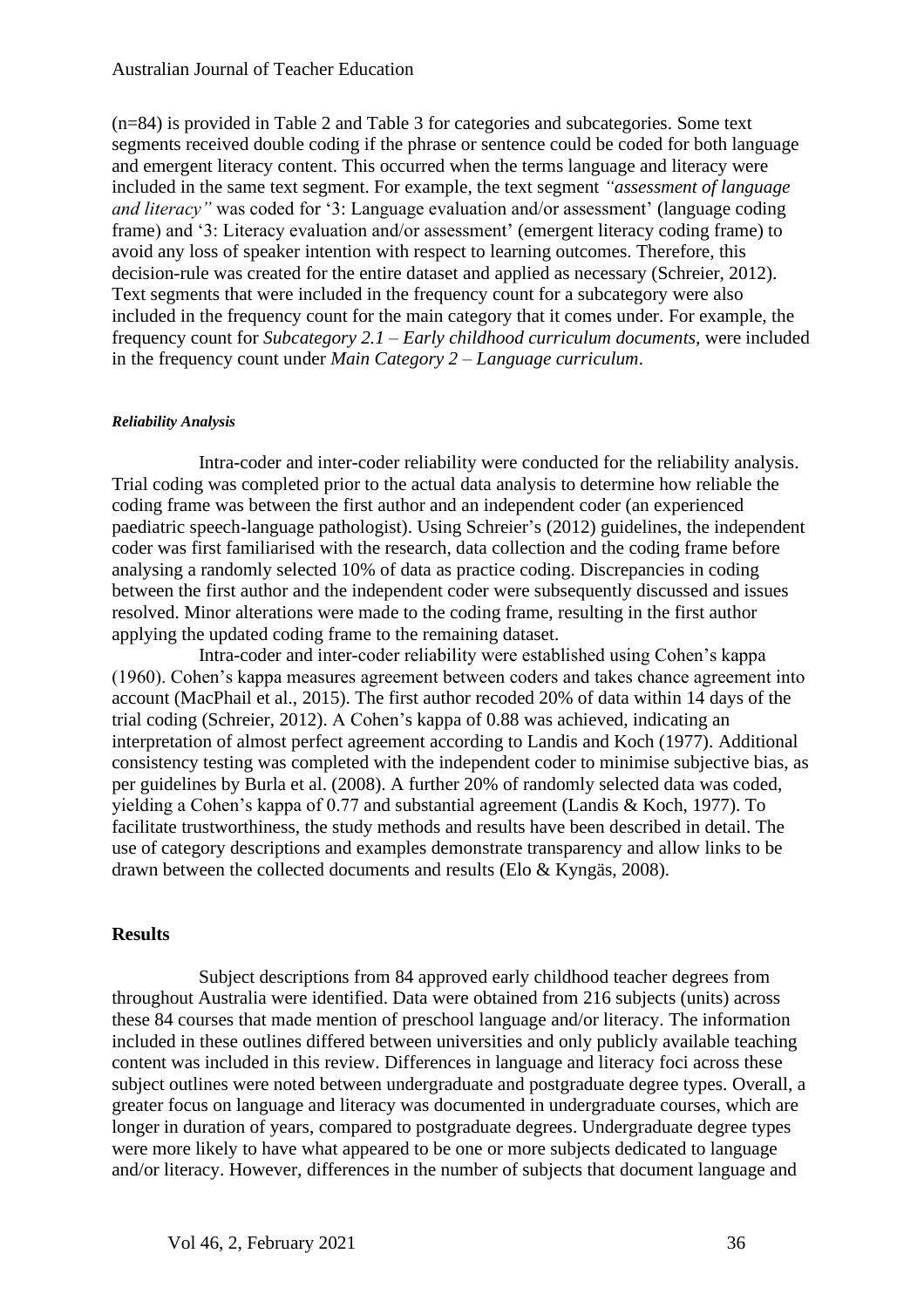(n=84) is provided in Table 2 and Table 3 for categories and subcategories. Some text segments received double coding if the phrase or sentence could be coded for both language and emergent literacy content. This occurred when the terms language and literacy were included in the same text segment. For example, the text segment *"assessment of language and literacy"* was coded for '3: Language evaluation and/or assessment' (language coding frame) and '3: Literacy evaluation and/or assessment' (emergent literacy coding frame) to avoid any loss of speaker intention with respect to learning outcomes. Therefore, this decision-rule was created for the entire dataset and applied as necessary (Schreier, 2012). Text segments that were included in the frequency count for a subcategory were also included in the frequency count for the main category that it comes under. For example, the frequency count for *Subcategory 2.1 – Early childhood curriculum documents,* were included in the frequency count under *Main Category 2 – Language curriculum*.

##### *Reliability Analysis*

Intra-coder and inter-coder reliability were conducted for the reliability analysis. Trial coding was completed prior to the actual data analysis to determine how reliable the coding frame was between the first author and an independent coder (an experienced paediatric speech-language pathologist). Using Schreier's (2012) guidelines, the independent coder was first familiarised with the research, data collection and the coding frame before analysing a randomly selected 10% of data as practice coding. Discrepancies in coding between the first author and the independent coder were subsequently discussed and issues resolved. Minor alterations were made to the coding frame, resulting in the first author applying the updated coding frame to the remaining dataset.

Intra-coder and inter-coder reliability were established using Cohen's kappa (1960). Cohen's kappa measures agreement between coders and takes chance agreement into account (MacPhail et al., 2015). The first author recoded 20% of data within 14 days of the trial coding (Schreier, 2012). A Cohen's kappa of 0.88 was achieved, indicating an interpretation of almost perfect agreement according to Landis and Koch (1977). Additional consistency testing was completed with the independent coder to minimise subjective bias, as per guidelines by Burla et al. (2008). A further 20% of randomly selected data was coded, yielding a Cohen's kappa of 0.77 and substantial agreement (Landis & Koch, 1977). To facilitate trustworthiness, the study methods and results have been described in detail. The use of category descriptions and examples demonstrate transparency and allow links to be drawn between the collected documents and results (Elo & Kyngäs, 2008).

## Results

Subject descriptions from 84 approved early childhood teacher degrees from throughout Australia were identified. Data were obtained from 216 subjects (units) across these 84 courses that made mention of preschool language and/or literacy. The information included in these outlines differed between universities and only publicly available teaching content was included in this review. Differences in language and literacy foci across these subject outlines were noted between undergraduate and postgraduate degree types. Overall, a greater focus on language and literacy was documented in undergraduate courses, which are longer in duration of years, compared to postgraduate degrees. Undergraduate degree types were more likely to have what appeared to be one or more subjects dedicated to language and/or literacy. However, differences in the number of subjects that document language and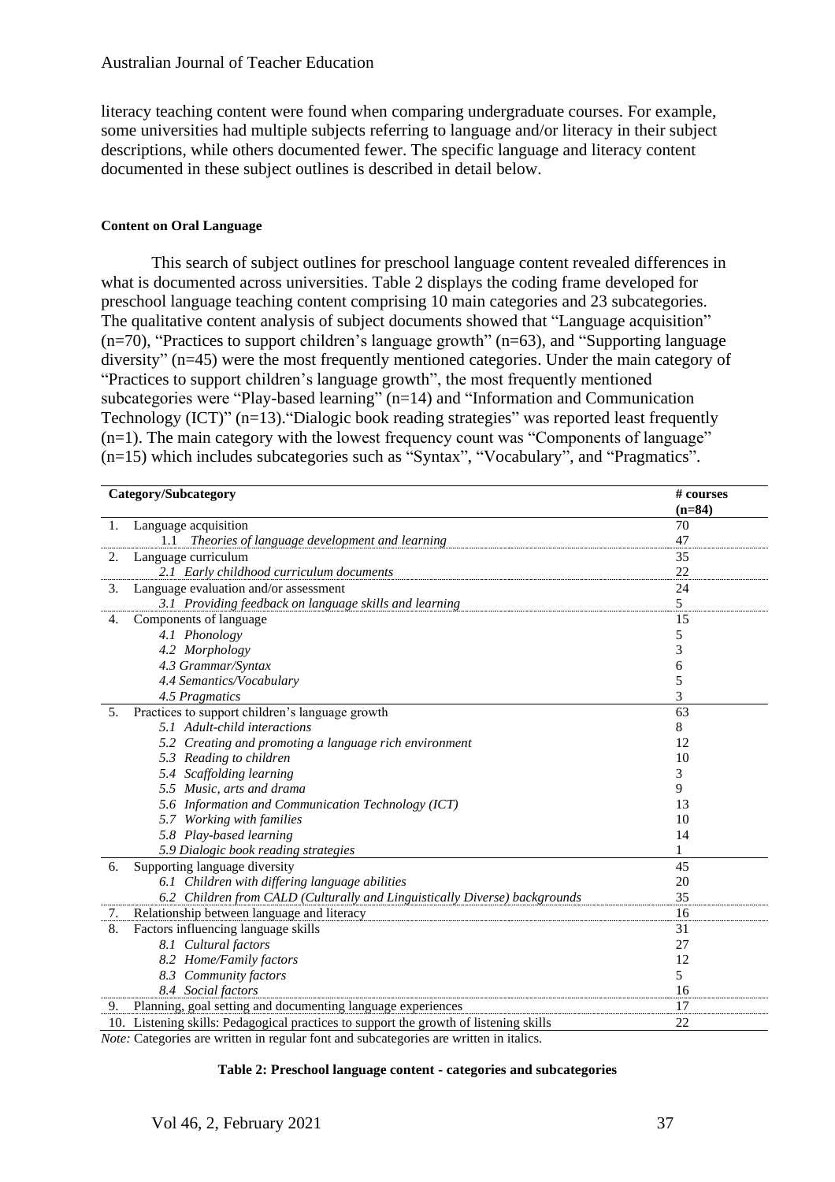literacy teaching content were found when comparing undergraduate courses. For example, some universities had multiple subjects referring to language and/or literacy in their subject descriptions, while others documented fewer. The specific language and literacy content documented in these subject outlines is described in detail below.

#### Content on Oral Language

This search of subject outlines for preschool language content revealed differences in what is documented across universities. Table 2 displays the coding frame developed for preschool language teaching content comprising 10 main categories and 23 subcategories. The qualitative content analysis of subject documents showed that "Language acquisition" (n=70), "Practices to support children's language growth" (n=63), and "Supporting language diversity" (n=45) were the most frequently mentioned categories. Under the main category of "Practices to support children's language growth", the most frequently mentioned subcategories were "Play-based learning" (n=14) and "Information and Communication Technology (ICT)" (n=13)."Dialogic book reading strategies" was reported least frequently (n=1). The main category with the lowest frequency count was "Components of language" (n=15) which includes subcategories such as "Syntax", "Vocabulary", and "Pragmatics".

| Category/Subcategory | # courses (n=84) |
|---|---|
| 1. Language acquisition | 70 |
| *1.1 Theories of language development and learning* | 47 |
| 2. Language curriculum | 35 |
| *2.1 Early childhood curriculum documents* | 22 |
| 3. Language evaluation and/or assessment | 24 |
| *3.1 Providing feedback on language skills and learning* | 5 |
| 4. Components of language | 15 |
| *4.1 Phonology* | 5 |
| *4.2 Morphology* | 3 |
| *4.3 Grammar/Syntax* | 6 |
| *4.4 Semantics/Vocabulary* | 5 |
| *4.5 Pragmatics* | 3 |
| 5. Practices to support children's language growth | 63 |
| *5.1 Adult-child interactions* | 8 |
| *5.2 Creating and promoting a language rich environment* | 12 |
| *5.3 Reading to children* | 10 |
| *5.4 Scaffolding learning* | 3 |
| *5.5 Music, arts and drama* | 9 |
| *5.6 Information and Communication Technology (ICT)* | 13 |
| *5.7 Working with families* | 10 |
| *5.8 Play-based learning* | 14 |
| *5.9 Dialogic book reading strategies* | 1 |
| 6. Supporting language diversity | 45 |
| *6.1 Children with differing language abilities* | 20 |
| *6.2 Children from CALD (Culturally and Linguistically Diverse) backgrounds* | 35 |
| 7. Relationship between language and literacy | 16 |
| 8. Factors influencing language skills | 31 |
| *8.1 Cultural factors* | 27 |
| *8.2 Home/Family factors* | 12 |
| *8.3 Community factors* | 5 |
| *8.4 Social factors* | 16 |
| 9. Planning, goal setting and documenting language experiences | 17 |
| 10. Listening skills: Pedagogical practices to support the growth of listening skills | 22 |

*Note:* Categories are written in regular font and subcategories are written in italics.

**Table 2: Preschool language content - categories and subcategories**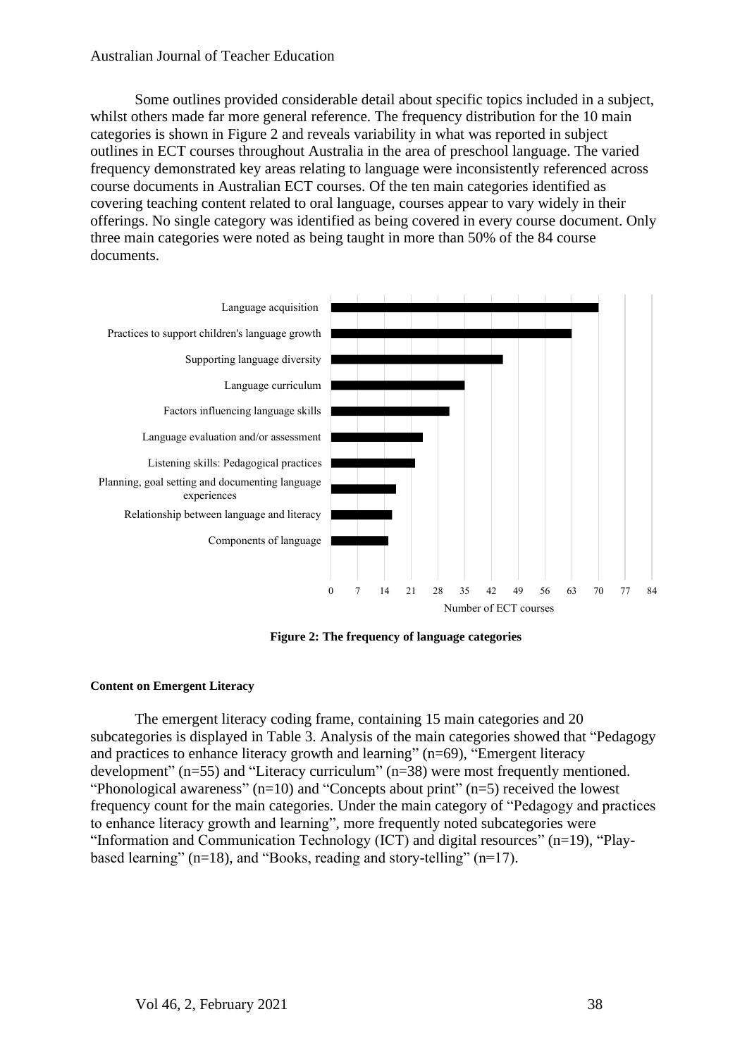Some outlines provided considerable detail about specific topics included in a subject, whilst others made far more general reference. The frequency distribution for the 10 main categories is shown in Figure 2 and reveals variability in what was reported in subject outlines in ECT courses throughout Australia in the area of preschool language. The varied frequency demonstrated key areas relating to language were inconsistently referenced across course documents in Australian ECT courses. Of the ten main categories identified as covering teaching content related to oral language, courses appear to vary widely in their offerings. No single category was identified as being covered in every course document. Only three main categories were noted as being taught in more than 50% of the 84 course documents.

**Figure 2: The frequency of language categories**

#### Content on Emergent Literacy

The emergent literacy coding frame, containing 15 main categories and 20 subcategories is displayed in Table 3. Analysis of the main categories showed that "Pedagogy and practices to enhance literacy growth and learning" (n=69), "Emergent literacy development" (n=55) and "Literacy curriculum" (n=38) were most frequently mentioned. "Phonological awareness" (n=10) and "Concepts about print" (n=5) received the lowest frequency count for the main categories. Under the main category of "Pedagogy and practices to enhance literacy growth and learning", more frequently noted subcategories were "Information and Communication Technology (ICT) and digital resources" (n=19), "Play-based learning" (n=18), and "Books, reading and story-telling" (n=17).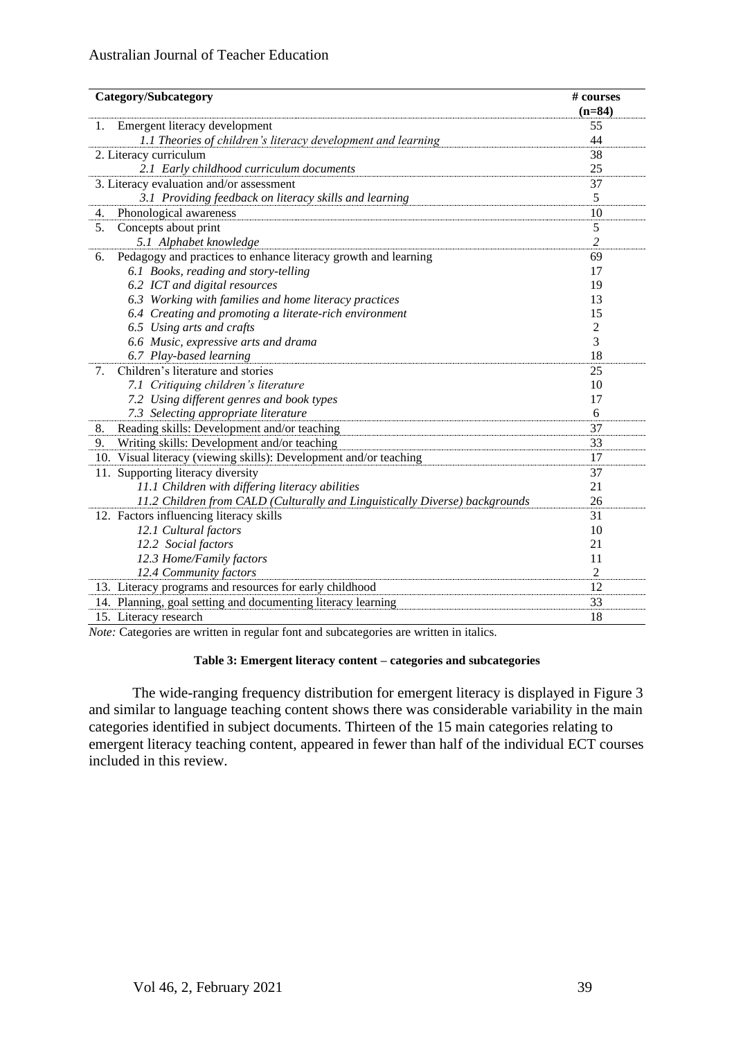| Category/Subcategory | # courses (n=84) |
|---|---|
| 1. Emergent literacy development | 55 |
| *1.1 Theories of children's literacy development and learning* | 44 |
| 2. Literacy curriculum | 38 |
| *2.1 Early childhood curriculum documents* | 25 |
| 3. Literacy evaluation and/or assessment | 37 |
| *3.1 Providing feedback on literacy skills and learning* | 5 |
| 4. Phonological awareness | 10 |
| 5. Concepts about print | 5 |
| *5.1 Alphabet knowledge* | *2* |
| 6. Pedagogy and practices to enhance literacy growth and learning | 69 |
| *6.1 Books, reading and story-telling* | 17 |
| *6.2 ICT and digital resources* | 19 |
| *6.3 Working with families and home literacy practices* | 13 |
| *6.4 Creating and promoting a literate-rich environment* | 15 |
| *6.5 Using arts and crafts* | 2 |
| *6.6 Music, expressive arts and drama* | 3 |
| *6.7 Play-based learning* | 18 |
| 7. Children's literature and stories | 25 |
| *7.1 Critiquing children's literature* | 10 |
| *7.2 Using different genres and book types* | 17 |
| *7.3 Selecting appropriate literature* | 6 |
| 8. Reading skills: Development and/or teaching | 37 |
| 9. Writing skills: Development and/or teaching | 33 |
| 10. Visual literacy (viewing skills): Development and/or teaching | 17 |
| 11. Supporting literacy diversity | 37 |
| *11.1 Children with differing literacy abilities* | 21 |
| *11.2 Children from CALD (Culturally and Linguistically Diverse) backgrounds* | 26 |
| 12. Factors influencing literacy skills | 31 |
| *12.1 Cultural factors* | 10 |
| *12.2 Social factors* | 21 |
| *12.3 Home/Family factors* | 11 |
| *12.4 Community factors* | 2 |
| 13. Literacy programs and resources for early childhood | 12 |
| 14. Planning, goal setting and documenting literacy learning | 33 |
| 15. Literacy research | 18 |

*Note:* Categories are written in regular font and subcategories are written in italics.

**Table 3: Emergent literacy content – categories and subcategories**

The wide-ranging frequency distribution for emergent literacy is displayed in Figure 3 and similar to language teaching content shows there was considerable variability in the main categories identified in subject documents. Thirteen of the 15 main categories relating to emergent literacy teaching content, appeared in fewer than half of the individual ECT courses included in this review.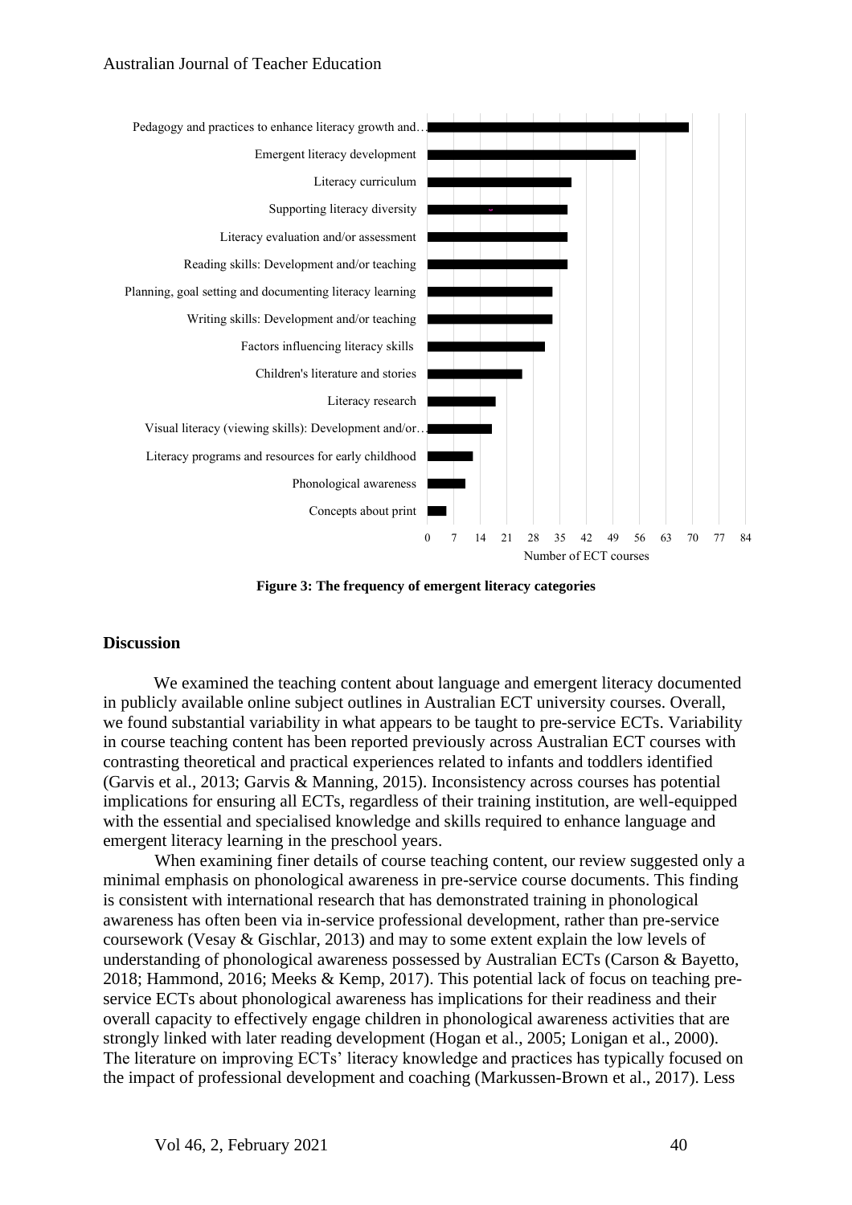**Figure 3: The frequency of emergent literacy categories**

## Discussion

We examined the teaching content about language and emergent literacy documented in publicly available online subject outlines in Australian ECT university courses. Overall, we found substantial variability in what appears to be taught to pre-service ECTs. Variability in course teaching content has been reported previously across Australian ECT courses with contrasting theoretical and practical experiences related to infants and toddlers identified (Garvis et al., 2013; Garvis & Manning, 2015). Inconsistency across courses has potential implications for ensuring all ECTs, regardless of their training institution, are well-equipped with the essential and specialised knowledge and skills required to enhance language and emergent literacy learning in the preschool years.

When examining finer details of course teaching content, our review suggested only a minimal emphasis on phonological awareness in pre-service course documents. This finding is consistent with international research that has demonstrated training in phonological awareness has often been via in-service professional development, rather than pre-service coursework (Vesay & Gischlar, 2013) and may to some extent explain the low levels of understanding of phonological awareness possessed by Australian ECTs (Carson & Bayetto, 2018; Hammond, 2016; Meeks & Kemp, 2017). This potential lack of focus on teaching pre-service ECTs about phonological awareness has implications for their readiness and their overall capacity to effectively engage children in phonological awareness activities that are strongly linked with later reading development (Hogan et al., 2005; Lonigan et al., 2000). The literature on improving ECTs' literacy knowledge and practices has typically focused on the impact of professional development and coaching (Markussen-Brown et al., 2017). Less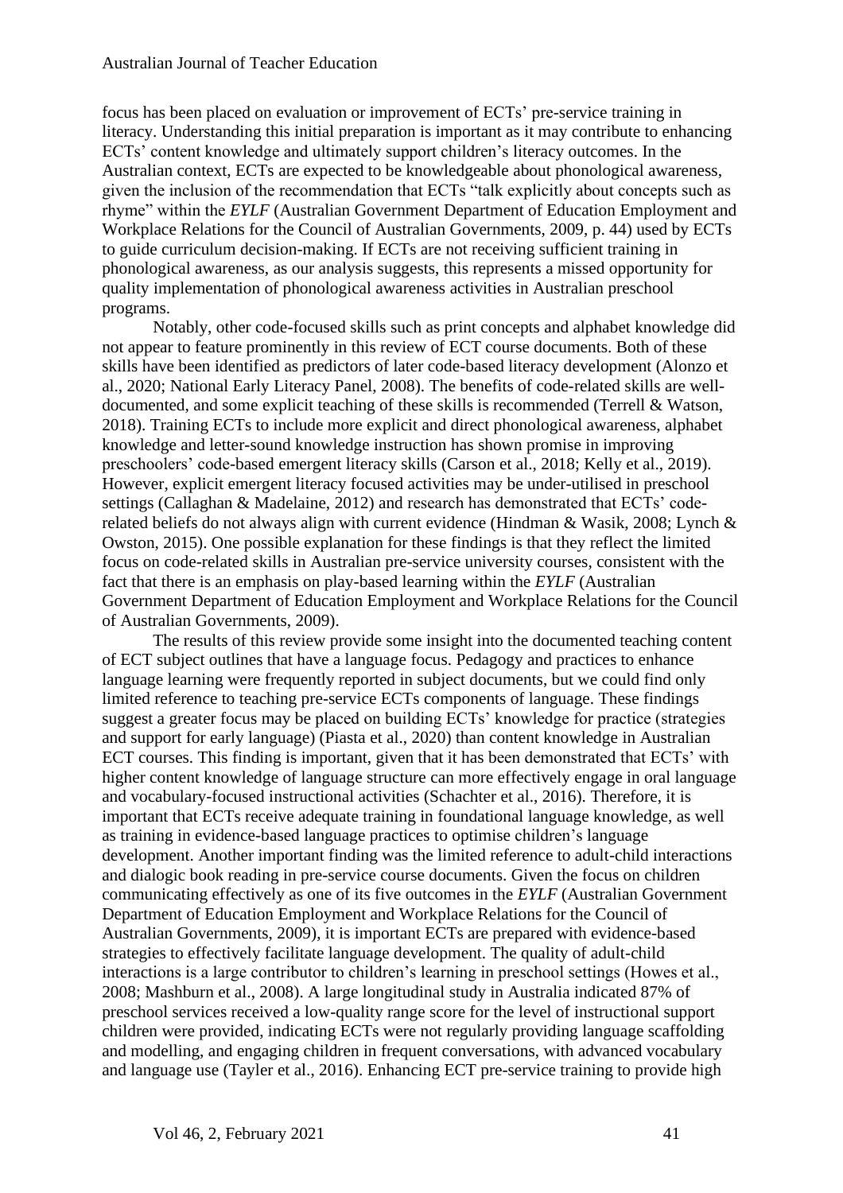focus has been placed on evaluation or improvement of ECTs' pre-service training in literacy. Understanding this initial preparation is important as it may contribute to enhancing ECTs' content knowledge and ultimately support children's literacy outcomes. In the Australian context, ECTs are expected to be knowledgeable about phonological awareness, given the inclusion of the recommendation that ECTs "talk explicitly about concepts such as rhyme" within the *EYLF* (Australian Government Department of Education Employment and Workplace Relations for the Council of Australian Governments, 2009, p. 44) used by ECTs to guide curriculum decision-making. If ECTs are not receiving sufficient training in phonological awareness, as our analysis suggests, this represents a missed opportunity for quality implementation of phonological awareness activities in Australian preschool programs.

Notably, other code-focused skills such as print concepts and alphabet knowledge did not appear to feature prominently in this review of ECT course documents. Both of these skills have been identified as predictors of later code-based literacy development (Alonzo et al., 2020; National Early Literacy Panel, 2008). The benefits of code-related skills are well-documented, and some explicit teaching of these skills is recommended (Terrell & Watson, 2018). Training ECTs to include more explicit and direct phonological awareness, alphabet knowledge and letter-sound knowledge instruction has shown promise in improving preschoolers' code-based emergent literacy skills (Carson et al., 2018; Kelly et al., 2019). However, explicit emergent literacy focused activities may be under-utilised in preschool settings (Callaghan & Madelaine, 2012) and research has demonstrated that ECTs' code-related beliefs do not always align with current evidence (Hindman & Wasik, 2008; Lynch & Owston, 2015). One possible explanation for these findings is that they reflect the limited focus on code-related skills in Australian pre-service university courses, consistent with the fact that there is an emphasis on play-based learning within the *EYLF* (Australian Government Department of Education Employment and Workplace Relations for the Council of Australian Governments, 2009).

The results of this review provide some insight into the documented teaching content of ECT subject outlines that have a language focus. Pedagogy and practices to enhance language learning were frequently reported in subject documents, but we could find only limited reference to teaching pre-service ECTs components of language. These findings suggest a greater focus may be placed on building ECTs' knowledge for practice (strategies and support for early language) (Piasta et al., 2020) than content knowledge in Australian ECT courses. This finding is important, given that it has been demonstrated that ECTs' with higher content knowledge of language structure can more effectively engage in oral language and vocabulary-focused instructional activities (Schachter et al., 2016). Therefore, it is important that ECTs receive adequate training in foundational language knowledge, as well as training in evidence-based language practices to optimise children's language development. Another important finding was the limited reference to adult-child interactions and dialogic book reading in pre-service course documents. Given the focus on children communicating effectively as one of its five outcomes in the *EYLF* (Australian Government Department of Education Employment and Workplace Relations for the Council of Australian Governments, 2009), it is important ECTs are prepared with evidence-based strategies to effectively facilitate language development. The quality of adult-child interactions is a large contributor to children's learning in preschool settings (Howes et al., 2008; Mashburn et al., 2008). A large longitudinal study in Australia indicated 87% of preschool services received a low-quality range score for the level of instructional support children were provided, indicating ECTs were not regularly providing language scaffolding and modelling, and engaging children in frequent conversations, with advanced vocabulary and language use (Tayler et al., 2016). Enhancing ECT pre-service training to provide high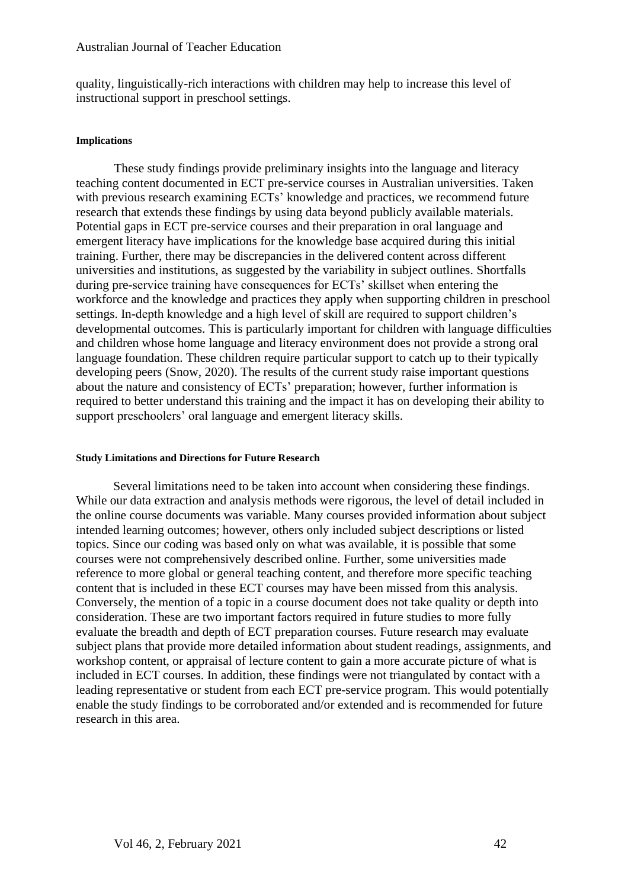quality, linguistically-rich interactions with children may help to increase this level of instructional support in preschool settings.

#### Implications

These study findings provide preliminary insights into the language and literacy teaching content documented in ECT pre-service courses in Australian universities. Taken with previous research examining ECTs' knowledge and practices, we recommend future research that extends these findings by using data beyond publicly available materials. Potential gaps in ECT pre-service courses and their preparation in oral language and emergent literacy have implications for the knowledge base acquired during this initial training. Further, there may be discrepancies in the delivered content across different universities and institutions, as suggested by the variability in subject outlines. Shortfalls during pre-service training have consequences for ECTs' skillset when entering the workforce and the knowledge and practices they apply when supporting children in preschool settings. In-depth knowledge and a high level of skill are required to support children's developmental outcomes. This is particularly important for children with language difficulties and children whose home language and literacy environment does not provide a strong oral language foundation. These children require particular support to catch up to their typically developing peers (Snow, 2020). The results of the current study raise important questions about the nature and consistency of ECTs' preparation; however, further information is required to better understand this training and the impact it has on developing their ability to support preschoolers' oral language and emergent literacy skills.

#### Study Limitations and Directions for Future Research

Several limitations need to be taken into account when considering these findings. While our data extraction and analysis methods were rigorous, the level of detail included in the online course documents was variable. Many courses provided information about subject intended learning outcomes; however, others only included subject descriptions or listed topics. Since our coding was based only on what was available, it is possible that some courses were not comprehensively described online. Further, some universities made reference to more global or general teaching content, and therefore more specific teaching content that is included in these ECT courses may have been missed from this analysis. Conversely, the mention of a topic in a course document does not take quality or depth into consideration. These are two important factors required in future studies to more fully evaluate the breadth and depth of ECT preparation courses. Future research may evaluate subject plans that provide more detailed information about student readings, assignments, and workshop content, or appraisal of lecture content to gain a more accurate picture of what is included in ECT courses. In addition, these findings were not triangulated by contact with a leading representative or student from each ECT pre-service program. This would potentially enable the study findings to be corroborated and/or extended and is recommended for future research in this area.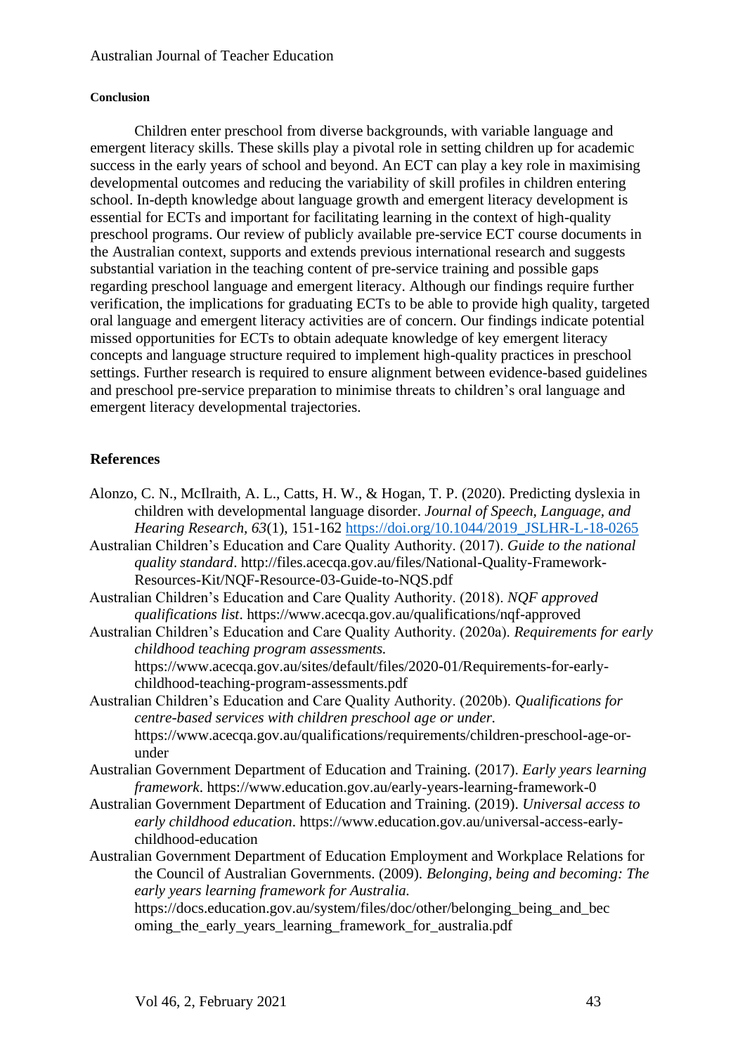#### Conclusion

Children enter preschool from diverse backgrounds, with variable language and emergent literacy skills. These skills play a pivotal role in setting children up for academic success in the early years of school and beyond. An ECT can play a key role in maximising developmental outcomes and reducing the variability of skill profiles in children entering school. In-depth knowledge about language growth and emergent literacy development is essential for ECTs and important for facilitating learning in the context of high-quality preschool programs. Our review of publicly available pre-service ECT course documents in the Australian context, supports and extends previous international research and suggests substantial variation in the teaching content of pre-service training and possible gaps regarding preschool language and emergent literacy. Although our findings require further verification, the implications for graduating ECTs to be able to provide high quality, targeted oral language and emergent literacy activities are of concern. Our findings indicate potential missed opportunities for ECTs to obtain adequate knowledge of key emergent literacy concepts and language structure required to implement high-quality practices in preschool settings. Further research is required to ensure alignment between evidence-based guidelines and preschool pre-service preparation to minimise threats to children's oral language and emergent literacy developmental trajectories.

## References

Alonzo, C. N., McIlraith, A. L., Catts, H. W., & Hogan, T. P. (2020). Predicting dyslexia in children with developmental language disorder. *Journal of Speech, Language, and Hearing Research, 63*(1), 151-162 https://doi.org/10.1044/2019_JSLHR-L-18-0265

Australian Children's Education and Care Quality Authority. (2017). *Guide to the national quality standard*. http://files.acecqa.gov.au/files/National-Quality-Framework-Resources-Kit/NQF-Resource-03-Guide-to-NQS.pdf

Australian Children's Education and Care Quality Authority. (2018). *NQF approved qualifications list*. https://www.acecqa.gov.au/qualifications/nqf-approved

Australian Children's Education and Care Quality Authority. (2020a). *Requirements for early childhood teaching program assessments.* https://www.acecqa.gov.au/sites/default/files/2020-01/Requirements-for-early-childhood-teaching-program-assessments.pdf

Australian Children's Education and Care Quality Authority. (2020b). *Qualifications for centre-based services with children preschool age or under.* https://www.acecqa.gov.au/qualifications/requirements/children-preschool-age-or-under

Australian Government Department of Education and Training. (2017). *Early years learning framework*. https://www.education.gov.au/early-years-learning-framework-0

Australian Government Department of Education and Training. (2019). *Universal access to early childhood education*. https://www.education.gov.au/universal-access-early-childhood-education

Australian Government Department of Education Employment and Workplace Relations for the Council of Australian Governments. (2009). *Belonging, being and becoming: The early years learning framework for Australia.* https://docs.education.gov.au/system/files/doc/other/belonging_being_and_becoming_the_early_years_learning_framework_for_australia.pdf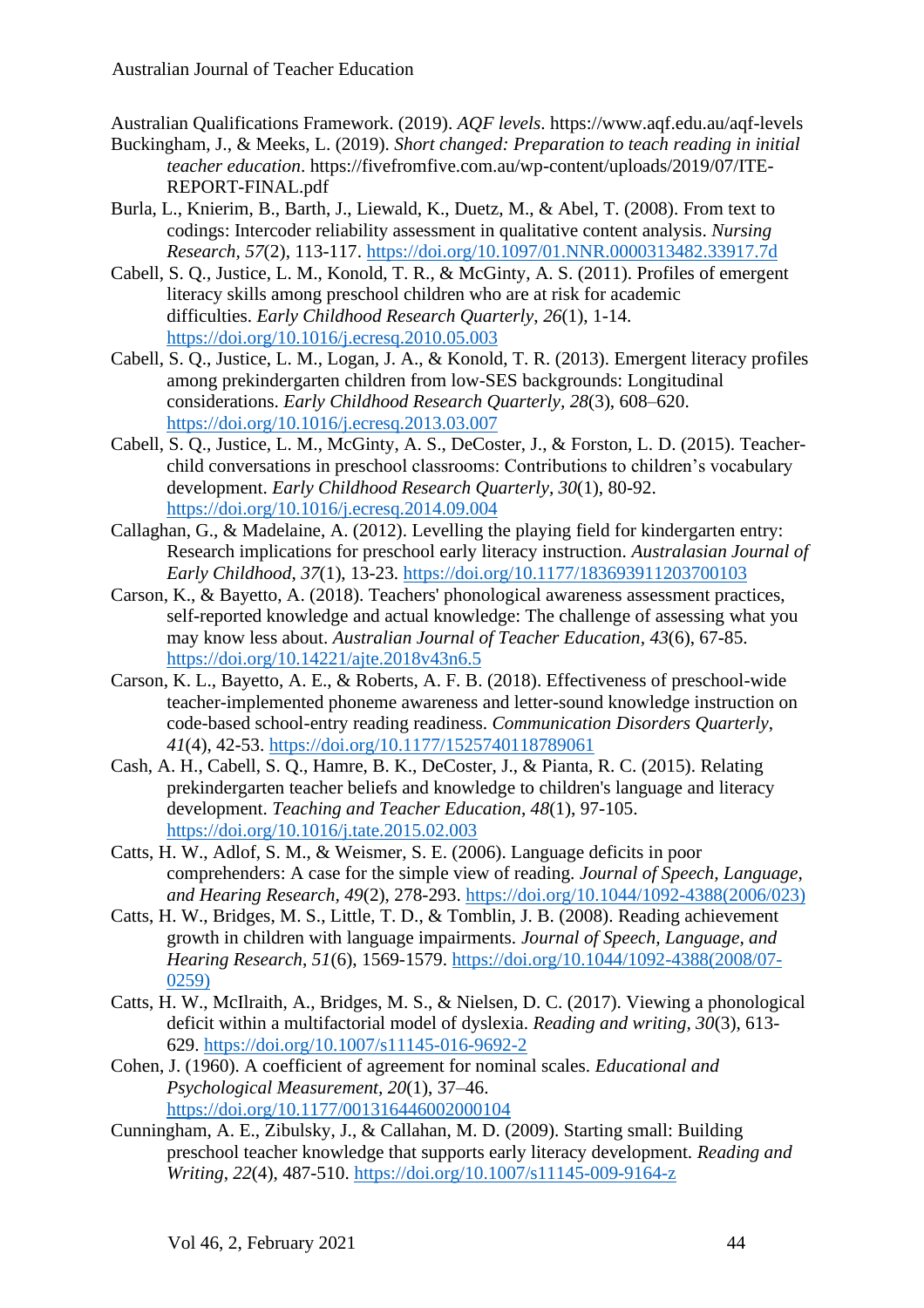Australian Qualifications Framework. (2019). *AQF levels*. https://www.aqf.edu.au/aqf-levels

Buckingham, J., & Meeks, L. (2019). *Short changed: Preparation to teach reading in initial teacher education*. https://fivefromfive.com.au/wp-content/uploads/2019/07/ITE-REPORT-FINAL.pdf

Burla, L., Knierim, B., Barth, J., Liewald, K., Duetz, M., & Abel, T. (2008). From text to codings: Intercoder reliability assessment in qualitative content analysis. *Nursing Research*, *57*(2), 113-117. https://doi.org/10.1097/01.NNR.0000313482.33917.7d

Cabell, S. Q., Justice, L. M., Konold, T. R., & McGinty, A. S. (2011). Profiles of emergent literacy skills among preschool children who are at risk for academic difficulties. *Early Childhood Research Quarterly*, *26*(1), 1-14. https://doi.org/10.1016/j.ecresq.2010.05.003

Cabell, S. Q., Justice, L. M., Logan, J. A., & Konold, T. R. (2013). Emergent literacy profiles among prekindergarten children from low-SES backgrounds: Longitudinal considerations. *Early Childhood Research Quarterly*, *28*(3), 608–620. https://doi.org/10.1016/j.ecresq.2013.03.007

Cabell, S. Q., Justice, L. M., McGinty, A. S., DeCoster, J., & Forston, L. D. (2015). Teacher-child conversations in preschool classrooms: Contributions to children's vocabulary development. *Early Childhood Research Quarterly*, *30*(1), 80-92. https://doi.org/10.1016/j.ecresq.2014.09.004

Callaghan, G., & Madelaine, A. (2012). Levelling the playing field for kindergarten entry: Research implications for preschool early literacy instruction. *Australasian Journal of Early Childhood*, *37*(1), 13-23. https://doi.org/10.1177/183693911203700103

Carson, K., & Bayetto, A. (2018). Teachers' phonological awareness assessment practices, self-reported knowledge and actual knowledge: The challenge of assessing what you may know less about. *Australian Journal of Teacher Education*, *43*(6), 67-85. https://doi.org/10.14221/ajte.2018v43n6.5

Carson, K. L., Bayetto, A. E., & Roberts, A. F. B. (2018). Effectiveness of preschool-wide teacher-implemented phoneme awareness and letter-sound knowledge instruction on code-based school-entry reading readiness. *Communication Disorders Quarterly*, *41*(4), 42-53. https://doi.org/10.1177/1525740118789061

Cash, A. H., Cabell, S. Q., Hamre, B. K., DeCoster, J., & Pianta, R. C. (2015). Relating prekindergarten teacher beliefs and knowledge to children's language and literacy development. *Teaching and Teacher Education*, *48*(1), 97-105. https://doi.org/10.1016/j.tate.2015.02.003

Catts, H. W., Adlof, S. M., & Weismer, S. E. (2006). Language deficits in poor comprehenders: A case for the simple view of reading. *Journal of Speech, Language, and Hearing Research*, *49*(2), 278-293. https://doi.org/10.1044/1092-4388(2006/023)

Catts, H. W., Bridges, M. S., Little, T. D., & Tomblin, J. B. (2008). Reading achievement growth in children with language impairments. *Journal of Speech, Language, and Hearing Research*, *51*(6), 1569-1579. https://doi.org/10.1044/1092-4388(2008/07-0259)

Catts, H. W., McIlraith, A., Bridges, M. S., & Nielsen, D. C. (2017). Viewing a phonological deficit within a multifactorial model of dyslexia. *Reading and writing*, *30*(3), 613-629. https://doi.org/10.1007/s11145-016-9692-2

Cohen, J. (1960). A coefficient of agreement for nominal scales. *Educational and Psychological Measurement*, *20*(1), 37–46. https://doi.org/10.1177/001316446002000104

Cunningham, A. E., Zibulsky, J., & Callahan, M. D. (2009). Starting small: Building preschool teacher knowledge that supports early literacy development. *Reading and Writing*, *22*(4), 487-510. https://doi.org/10.1007/s11145-009-9164-z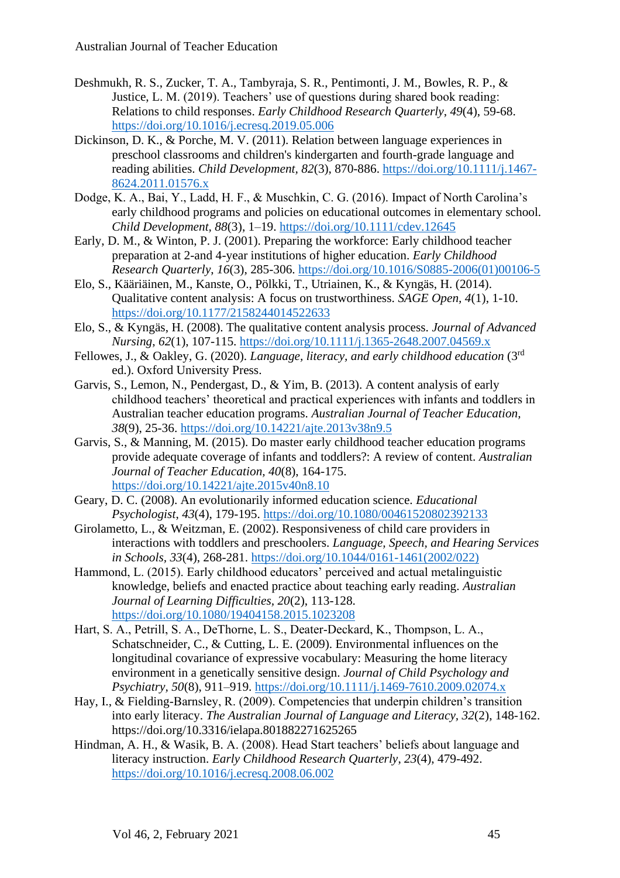Deshmukh, R. S., Zucker, T. A., Tambyraja, S. R., Pentimonti, J. M., Bowles, R. P., & Justice, L. M. (2019). Teachers' use of questions during shared book reading: Relations to child responses. *Early Childhood Research Quarterly*, *49*(4), 59-68. https://doi.org/10.1016/j.ecresq.2019.05.006

Dickinson, D. K., & Porche, M. V. (2011). Relation between language experiences in preschool classrooms and children's kindergarten and fourth-grade language and reading abilities. *Child Development, 82*(3), 870-886. https://doi.org/10.1111/j.1467-8624.2011.01576.x

Dodge, K. A., Bai, Y., Ladd, H. F., & Muschkin, C. G. (2016). Impact of North Carolina's early childhood programs and policies on educational outcomes in elementary school. *Child Development, 88*(3), 1–19. https://doi.org/10.1111/cdev.12645

Early, D. M., & Winton, P. J. (2001). Preparing the workforce: Early childhood teacher preparation at 2-and 4-year institutions of higher education. *Early Childhood Research Quarterly*, *16*(3), 285-306. https://doi.org/10.1016/S0885-2006(01)00106-5

Elo, S., Kääriäinen, M., Kanste, O., Pölkki, T., Utriainen, K., & Kyngäs, H. (2014). Qualitative content analysis: A focus on trustworthiness. *SAGE Open*, *4*(1), 1-10. https://doi.org/10.1177/2158244014522633

Elo, S., & Kyngäs, H. (2008). The qualitative content analysis process. *Journal of Advanced Nursing*, *62*(1), 107-115. https://doi.org/10.1111/j.1365-2648.2007.04569.x

Fellowes, J., & Oakley, G. (2020). *Language, literacy, and early childhood education* (3rd ed.). Oxford University Press.

Garvis, S., Lemon, N., Pendergast, D., & Yim, B. (2013). A content analysis of early childhood teachers' theoretical and practical experiences with infants and toddlers in Australian teacher education programs. *Australian Journal of Teacher Education, 38*(9), 25-36. https://doi.org/10.14221/ajte.2013v38n9.5

Garvis, S., & Manning, M. (2015). Do master early childhood teacher education programs provide adequate coverage of infants and toddlers?: A review of content. *Australian Journal of Teacher Education*, *40*(8), 164-175. https://doi.org/10.14221/ajte.2015v40n8.10

Geary, D. C. (2008). An evolutionarily informed education science. *Educational Psychologist*, *43*(4), 179-195. https://doi.org/10.1080/00461520802392133

Girolametto, L., & Weitzman, E. (2002). Responsiveness of child care providers in interactions with toddlers and preschoolers. *Language, Speech, and Hearing Services in Schools*, *33*(4), 268-281. https://doi.org/10.1044/0161-1461(2002/022)

Hammond, L. (2015). Early childhood educators' perceived and actual metalinguistic knowledge, beliefs and enacted practice about teaching early reading. *Australian Journal of Learning Difficulties*, *20*(2), 113-128. https://doi.org/10.1080/19404158.2015.1023208

Hart, S. A., Petrill, S. A., DeThorne, L. S., Deater-Deckard, K., Thompson, L. A., Schatschneider, C., & Cutting, L. E. (2009). Environmental influences on the longitudinal covariance of expressive vocabulary: Measuring the home literacy environment in a genetically sensitive design. *Journal of Child Psychology and Psychiatry, 50*(8), 911–919. https://doi.org/10.1111/j.1469-7610.2009.02074.x

Hay, I., & Fielding-Barnsley, R. (2009). Competencies that underpin children's transition into early literacy. *The Australian Journal of Language and Literacy*, *32*(2), 148-162. https://doi.org/10.3316/ielapa.801882271625265

Hindman, A. H., & Wasik, B. A. (2008). Head Start teachers' beliefs about language and literacy instruction. *Early Childhood Research Quarterly*, *23*(4), 479-492. https://doi.org/10.1016/j.ecresq.2008.06.002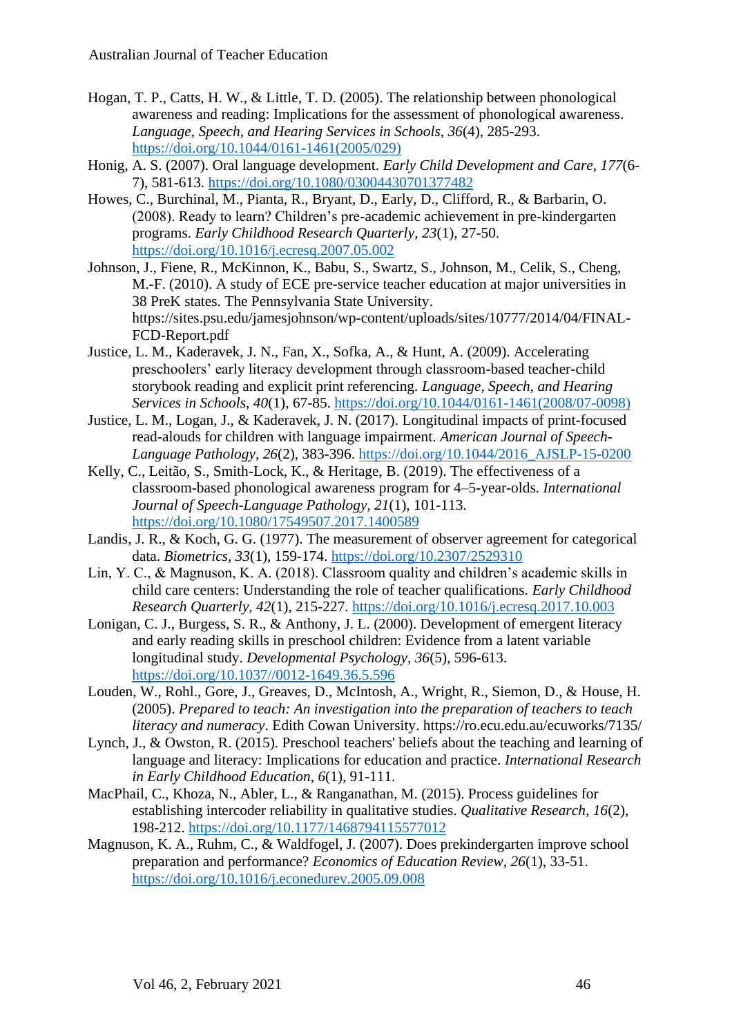Hogan, T. P., Catts, H. W., & Little, T. D. (2005). The relationship between phonological awareness and reading: Implications for the assessment of phonological awareness. *Language, Speech, and Hearing Services in Schools*, *36*(4), 285-293. https://doi.org/10.1044/0161-1461(2005/029)

Honig, A. S. (2007). Oral language development. *Early Child Development and Care*, *177*(6-7), 581-613. https://doi.org/10.1080/03004430701377482

Howes, C., Burchinal, M., Pianta, R., Bryant, D., Early, D., Clifford, R., & Barbarin, O. (2008). Ready to learn? Children's pre-academic achievement in pre-kindergarten programs. *Early Childhood Research Quarterly*, *23*(1), 27-50. https://doi.org/10.1016/j.ecresq.2007.05.002

Johnson, J., Fiene, R., McKinnon, K., Babu, S., Swartz, S., Johnson, M., Celik, S., Cheng, M.-F. (2010). A study of ECE pre-service teacher education at major universities in 38 PreK states. The Pennsylvania State University. https://sites.psu.edu/jamesjohnson/wp-content/uploads/sites/10777/2014/04/FINAL-FCD-Report.pdf

Justice, L. M., Kaderavek, J. N., Fan, X., Sofka, A., & Hunt, A. (2009). Accelerating preschoolers' early literacy development through classroom-based teacher-child storybook reading and explicit print referencing. *Language, Speech, and Hearing Services in Schools*, *40*(1), 67-85. https://doi.org/10.1044/0161-1461(2008/07-0098)

Justice, L. M., Logan, J., & Kaderavek, J. N. (2017). Longitudinal impacts of print-focused read-alouds for children with language impairment. *American Journal of Speech-Language Pathology*, *26*(2), 383-396. https://doi.org/10.1044/2016_AJSLP-15-0200

Kelly, C., Leitão, S., Smith-Lock, K., & Heritage, B. (2019). The effectiveness of a classroom-based phonological awareness program for 4–5-year-olds. *International Journal of Speech-Language Pathology*, *21*(1), 101-113. https://doi.org/10.1080/17549507.2017.1400589

Landis, J. R., & Koch, G. G. (1977). The measurement of observer agreement for categorical data. *Biometrics*, *33*(1), 159-174. https://doi.org/10.2307/2529310

Lin, Y. C., & Magnuson, K. A. (2018). Classroom quality and children's academic skills in child care centers: Understanding the role of teacher qualifications. *Early Childhood Research Quarterly*, *42*(1), 215-227. https://doi.org/10.1016/j.ecresq.2017.10.003

Lonigan, C. J., Burgess, S. R., & Anthony, J. L. (2000). Development of emergent literacy and early reading skills in preschool children: Evidence from a latent variable longitudinal study. *Developmental Psychology*, *36*(5), 596-613. https://doi.org/10.1037//0012-1649.36.5.596

Louden, W., Rohl., Gore, J., Greaves, D., McIntosh, A., Wright, R., Siemon, D., & House, H. (2005). *Prepared to teach: An investigation into the preparation of teachers to teach literacy and numeracy*. Edith Cowan University. https://ro.ecu.edu.au/ecuworks/7135/

Lynch, J., & Owston, R. (2015). Preschool teachers' beliefs about the teaching and learning of language and literacy: Implications for education and practice. *International Research in Early Childhood Education*, *6*(1), 91-111.

MacPhail, C., Khoza, N., Abler, L., & Ranganathan, M. (2015). Process guidelines for establishing intercoder reliability in qualitative studies. *Qualitative Research*, *16*(2), 198-212. https://doi.org/10.1177/1468794115577012

Magnuson, K. A., Ruhm, C., & Waldfogel, J. (2007). Does prekindergarten improve school preparation and performance? *Economics of Education Review*, *26*(1), 33-51. https://doi.org/10.1016/j.econedurev.2005.09.008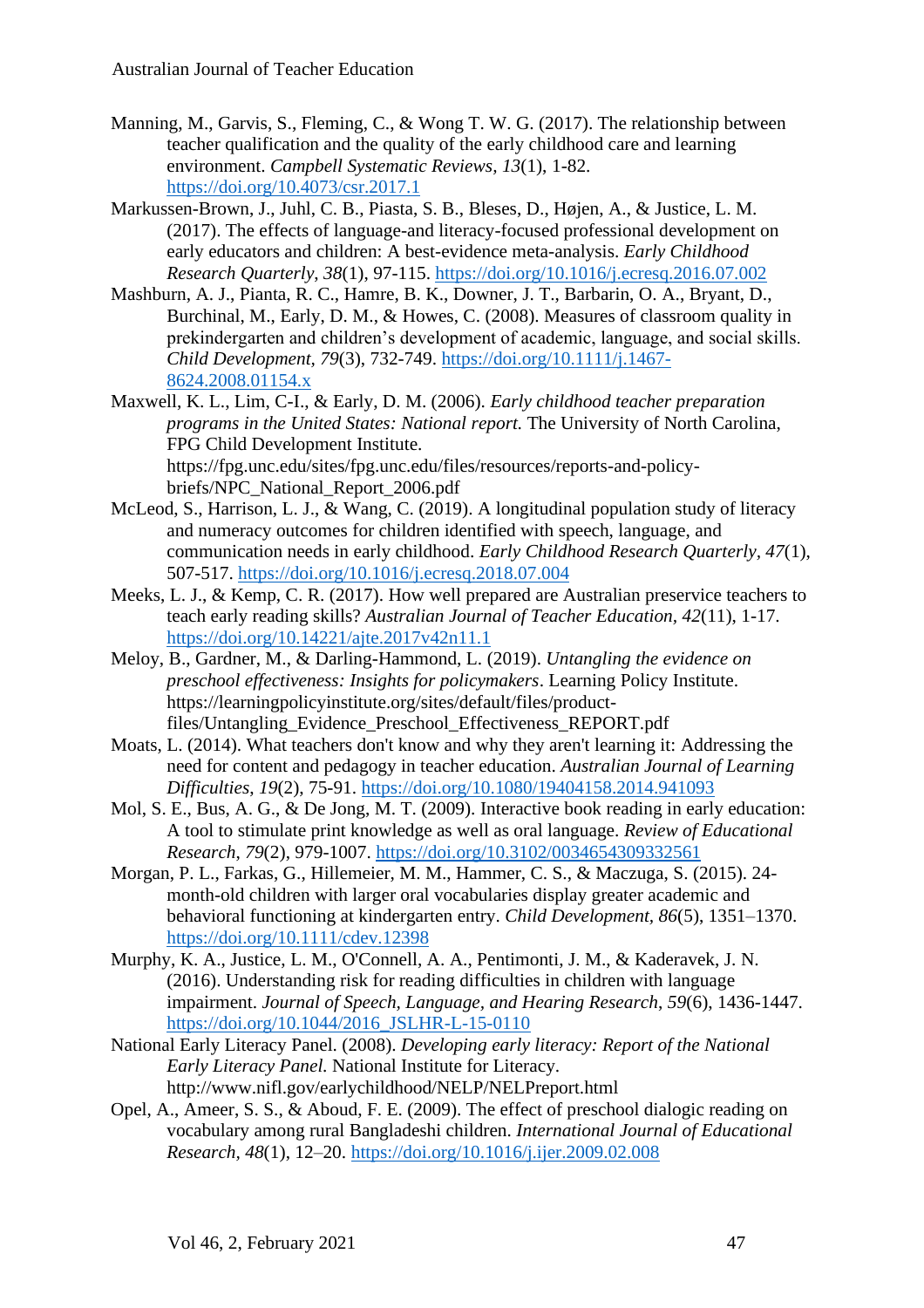Manning, M., Garvis, S., Fleming, C., & Wong T. W. G. (2017). The relationship between teacher qualification and the quality of the early childhood care and learning environment. *Campbell Systematic Reviews, 13*(1), 1-82. https://doi.org/10.4073/csr.2017.1

Markussen-Brown, J., Juhl, C. B., Piasta, S. B., Bleses, D., Højen, A., & Justice, L. M. (2017). The effects of language-and literacy-focused professional development on early educators and children: A best-evidence meta-analysis. *Early Childhood Research Quarterly, 38*(1), 97-115. https://doi.org/10.1016/j.ecresq.2016.07.002

Mashburn, A. J., Pianta, R. C., Hamre, B. K., Downer, J. T., Barbarin, O. A., Bryant, D., Burchinal, M., Early, D. M., & Howes, C. (2008). Measures of classroom quality in prekindergarten and children's development of academic, language, and social skills. *Child Development, 79*(3), 732-749. https://doi.org/10.1111/j.1467-8624.2008.01154.x

Maxwell, K. L., Lim, C-I., & Early, D. M. (2006). *Early childhood teacher preparation programs in the United States: National report.* The University of North Carolina, FPG Child Development Institute. https://fpg.unc.edu/sites/fpg.unc.edu/files/resources/reports-and-policy-briefs/NPC_National_Report_2006.pdf

McLeod, S., Harrison, L. J., & Wang, C. (2019). A longitudinal population study of literacy and numeracy outcomes for children identified with speech, language, and communication needs in early childhood. *Early Childhood Research Quarterly, 47*(1), 507-517. https://doi.org/10.1016/j.ecresq.2018.07.004

Meeks, L. J., & Kemp, C. R. (2017). How well prepared are Australian preservice teachers to teach early reading skills? *Australian Journal of Teacher Education, 42*(11), 1-17. https://doi.org/10.14221/ajte.2017v42n11.1

Meloy, B., Gardner, M., & Darling-Hammond, L. (2019). *Untangling the evidence on preschool effectiveness: Insights for policymakers*. Learning Policy Institute. https://learningpolicyinstitute.org/sites/default/files/product-files/Untangling_Evidence_Preschool_Effectiveness_REPORT.pdf

Moats, L. (2014). What teachers don't know and why they aren't learning it: Addressing the need for content and pedagogy in teacher education. *Australian Journal of Learning Difficulties, 19*(2), 75-91. https://doi.org/10.1080/19404158.2014.941093

Mol, S. E., Bus, A. G., & De Jong, M. T. (2009). Interactive book reading in early education: A tool to stimulate print knowledge as well as oral language. *Review of Educational Research, 79*(2), 979-1007. https://doi.org/10.3102/0034654309332561

Morgan, P. L., Farkas, G., Hillemeier, M. M., Hammer, C. S., & Maczuga, S. (2015). 24-month-old children with larger oral vocabularies display greater academic and behavioral functioning at kindergarten entry. *Child Development, 86*(5), 1351–1370. https://doi.org/10.1111/cdev.12398

Murphy, K. A., Justice, L. M., O'Connell, A. A., Pentimonti, J. M., & Kaderavek, J. N. (2016). Understanding risk for reading difficulties in children with language impairment. *Journal of Speech, Language, and Hearing Research, 59*(6), 1436-1447. https://doi.org/10.1044/2016_JSLHR-L-15-0110

National Early Literacy Panel. (2008). *Developing early literacy: Report of the National Early Literacy Panel.* National Institute for Literacy. http://www.nifl.gov/earlychildhood/NELP/NELPreport.html

Opel, A., Ameer, S. S., & Aboud, F. E. (2009). The effect of preschool dialogic reading on vocabulary among rural Bangladeshi children. *International Journal of Educational Research, 48*(1), 12–20. https://doi.org/10.1016/j.ijer.2009.02.008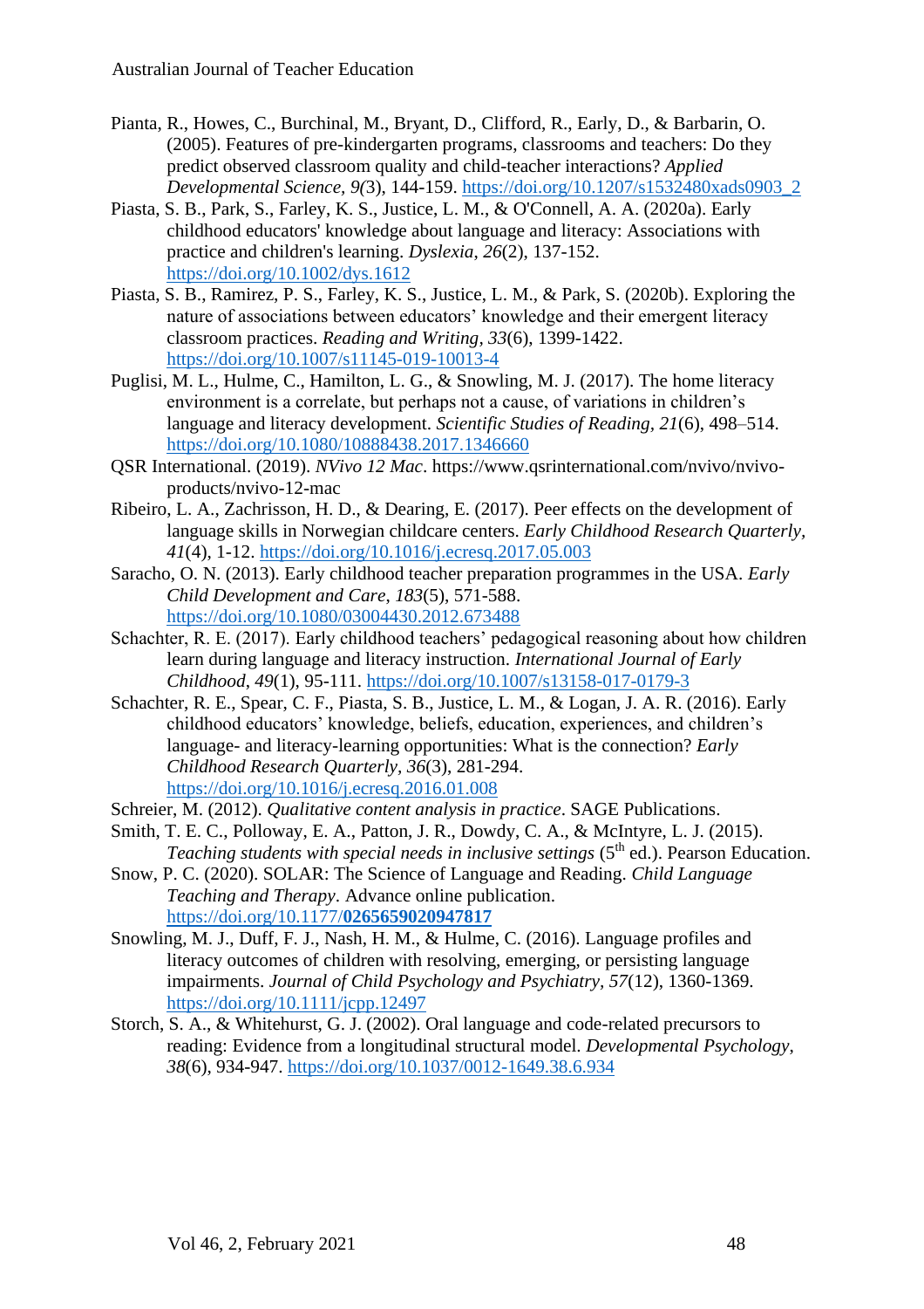Pianta, R., Howes, C., Burchinal, M., Bryant, D., Clifford, R., Early, D., & Barbarin, O. (2005). Features of pre-kindergarten programs, classrooms and teachers: Do they predict observed classroom quality and child-teacher interactions? *Applied Developmental Science*, *9*(3), 144-159. https://doi.org/10.1207/s1532480xads0903_2

Piasta, S. B., Park, S., Farley, K. S., Justice, L. M., & O'Connell, A. A. (2020a). Early childhood educators' knowledge about language and literacy: Associations with practice and children's learning. *Dyslexia*, *26*(2), 137-152. https://doi.org/10.1002/dys.1612

Piasta, S. B., Ramirez, P. S., Farley, K. S., Justice, L. M., & Park, S. (2020b). Exploring the nature of associations between educators' knowledge and their emergent literacy classroom practices. *Reading and Writing*, *33*(6), 1399-1422. https://doi.org/10.1007/s11145-019-10013-4

Puglisi, M. L., Hulme, C., Hamilton, L. G., & Snowling, M. J. (2017). The home literacy environment is a correlate, but perhaps not a cause, of variations in children's language and literacy development. *Scientific Studies of Reading*, *21*(6), 498–514. https://doi.org/10.1080/10888438.2017.1346660

QSR International. (2019). *NVivo 12 Mac*. https://www.qsrinternational.com/nvivo/nvivo-products/nvivo-12-mac

Ribeiro, L. A., Zachrisson, H. D., & Dearing, E. (2017). Peer effects on the development of language skills in Norwegian childcare centers. *Early Childhood Research Quarterly*, *41*(4), 1-12. https://doi.org/10.1016/j.ecresq.2017.05.003

Saracho, O. N. (2013). Early childhood teacher preparation programmes in the USA. *Early Child Development and Care*, *183*(5), 571-588. https://doi.org/10.1080/03004430.2012.673488

Schachter, R. E. (2017). Early childhood teachers' pedagogical reasoning about how children learn during language and literacy instruction. *International Journal of Early Childhood*, *49*(1), 95-111. https://doi.org/10.1007/s13158-017-0179-3

Schachter, R. E., Spear, C. F., Piasta, S. B., Justice, L. M., & Logan, J. A. R. (2016). Early childhood educators' knowledge, beliefs, education, experiences, and children's language- and literacy-learning opportunities: What is the connection? *Early Childhood Research Quarterly*, *36*(3), 281-294. https://doi.org/10.1016/j.ecresq.2016.01.008

Schreier, M. (2012). *Qualitative content analysis in practice*. SAGE Publications.

Smith, T. E. C., Polloway, E. A., Patton, J. R., Dowdy, C. A., & McIntyre, L. J. (2015). *Teaching students with special needs in inclusive settings* (5th ed.). Pearson Education.

Snow, P. C. (2020). SOLAR: The Science of Language and Reading. *Child Language Teaching and Therapy*. Advance online publication. https://doi.org/10.1177/**0265659020947817**

Snowling, M. J., Duff, F. J., Nash, H. M., & Hulme, C. (2016). Language profiles and literacy outcomes of children with resolving, emerging, or persisting language impairments. *Journal of Child Psychology and Psychiatry*, *57*(12), 1360-1369. https://doi.org/10.1111/jcpp.12497

Storch, S. A., & Whitehurst, G. J. (2002). Oral language and code-related precursors to reading: Evidence from a longitudinal structural model. *Developmental Psychology*, *38*(6), 934-947. https://doi.org/10.1037/0012-1649.38.6.934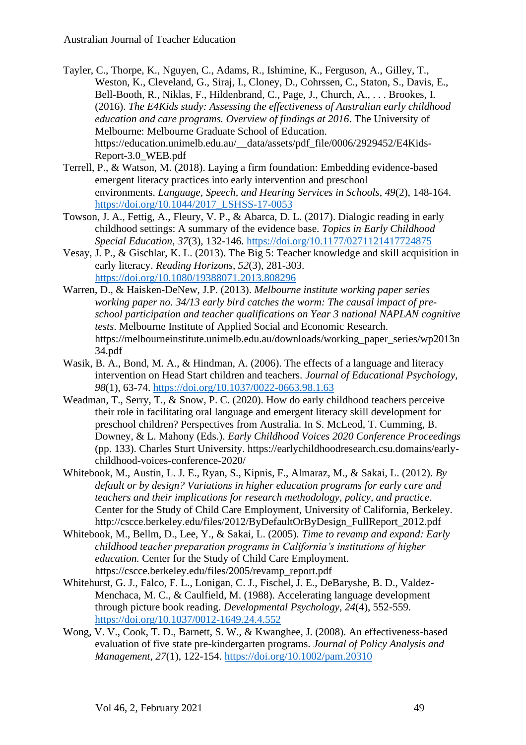Tayler, C., Thorpe, K., Nguyen, C., Adams, R., Ishimine, K., Ferguson, A., Gilley, T., Weston, K., Cleveland, G., Siraj, I., Cloney, D., Cohrssen, C., Staton, S., Davis, E., Bell-Booth, R., Niklas, F., Hildenbrand, C., Page, J., Church, A., . . . Brookes, I. (2016). *The E4Kids study: Assessing the effectiveness of Australian early childhood education and care programs. Overview of findings at 2016*. The University of Melbourne: Melbourne Graduate School of Education. https://education.unimelb.edu.au/__data/assets/pdf_file/0006/2929452/E4Kids-Report-3.0_WEB.pdf

Terrell, P., & Watson, M. (2018). Laying a firm foundation: Embedding evidence-based emergent literacy practices into early intervention and preschool environments. *Language, Speech, and Hearing Services in Schools*, *49*(2), 148-164. https://doi.org/10.1044/2017_LSHSS-17-0053

Towson, J. A., Fettig, A., Fleury, V. P., & Abarca, D. L. (2017). Dialogic reading in early childhood settings: A summary of the evidence base. *Topics in Early Childhood Special Education*, *37*(3), 132-146. https://doi.org/10.1177/0271121417724875

Vesay, J. P., & Gischlar, K. L. (2013). The Big 5: Teacher knowledge and skill acquisition in early literacy. *Reading Horizons*, *52*(3), 281-303. https://doi.org/10.1080/19388071.2013.808296

Warren, D., & Haisken-DeNew, J.P. (2013). *Melbourne institute working paper series working paper no. 34/13 early bird catches the worm: The causal impact of pre-school participation and teacher qualifications on Year 3 national NAPLAN cognitive tests*. Melbourne Institute of Applied Social and Economic Research. https://melbourneinstitute.unimelb.edu.au/downloads/working_paper_series/wp2013n34.pdf

Wasik, B. A., Bond, M. A., & Hindman, A. (2006). The effects of a language and literacy intervention on Head Start children and teachers. *Journal of Educational Psychology*, *98*(1), 63-74. https://doi.org/10.1037/0022-0663.98.1.63

Weadman, T., Serry, T., & Snow, P. C. (2020). How do early childhood teachers perceive their role in facilitating oral language and emergent literacy skill development for preschool children? Perspectives from Australia. In S. McLeod, T. Cumming, B. Downey, & L. Mahony (Eds.). *Early Childhood Voices 2020 Conference Proceedings* (pp. 133). Charles Sturt University. https://earlychildhoodresearch.csu.domains/early-childhood-voices-conference-2020/

Whitebook, M., Austin, L. J. E., Ryan, S., Kipnis, F., Almaraz, M., & Sakai, L. (2012). *By default or by design? Variations in higher education programs for early care and teachers and their implications for research methodology, policy, and practice*. Center for the Study of Child Care Employment, University of California, Berkeley. http://cscce.berkeley.edu/files/2012/ByDefaultOrByDesign_FullReport_2012.pdf

Whitebook, M., Bellm, D., Lee, Y., & Sakai, L. (2005). *Time to revamp and expand: Early childhood teacher preparation programs in California's institutions of higher education.* Center for the Study of Child Care Employment. https://cscce.berkeley.edu/files/2005/revamp_report.pdf

Whitehurst, G. J., Falco, F. L., Lonigan, C. J., Fischel, J. E., DeBaryshe, B. D., Valdez-Menchaca, M. C., & Caulfield, M. (1988). Accelerating language development through picture book reading. *Developmental Psychology*, *24*(4), 552-559. https://doi.org/10.1037/0012-1649.24.4.552

Wong, V. V., Cook, T. D., Barnett, S. W., & Kwanghee, J. (2008). An effectiveness-based evaluation of five state pre-kindergarten programs. *Journal of Policy Analysis and Management*, *27*(1), 122-154. https://doi.org/10.1002/pam.20310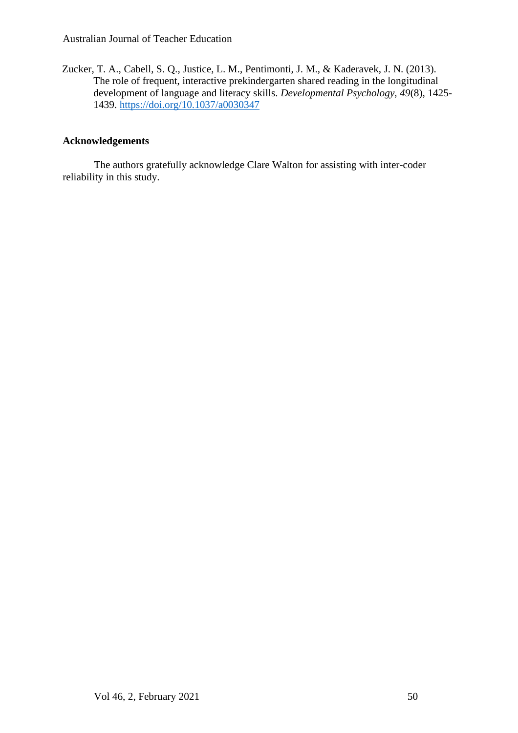Zucker, T. A., Cabell, S. Q., Justice, L. M., Pentimonti, J. M., & Kaderavek, J. N. (2013). The role of frequent, interactive prekindergarten shared reading in the longitudinal development of language and literacy skills. *Developmental Psychology*, *49*(8), 1425-1439. https://doi.org/10.1037/a0030347

## Acknowledgements

The authors gratefully acknowledge Clare Walton for assisting with inter-coder reliability in this study.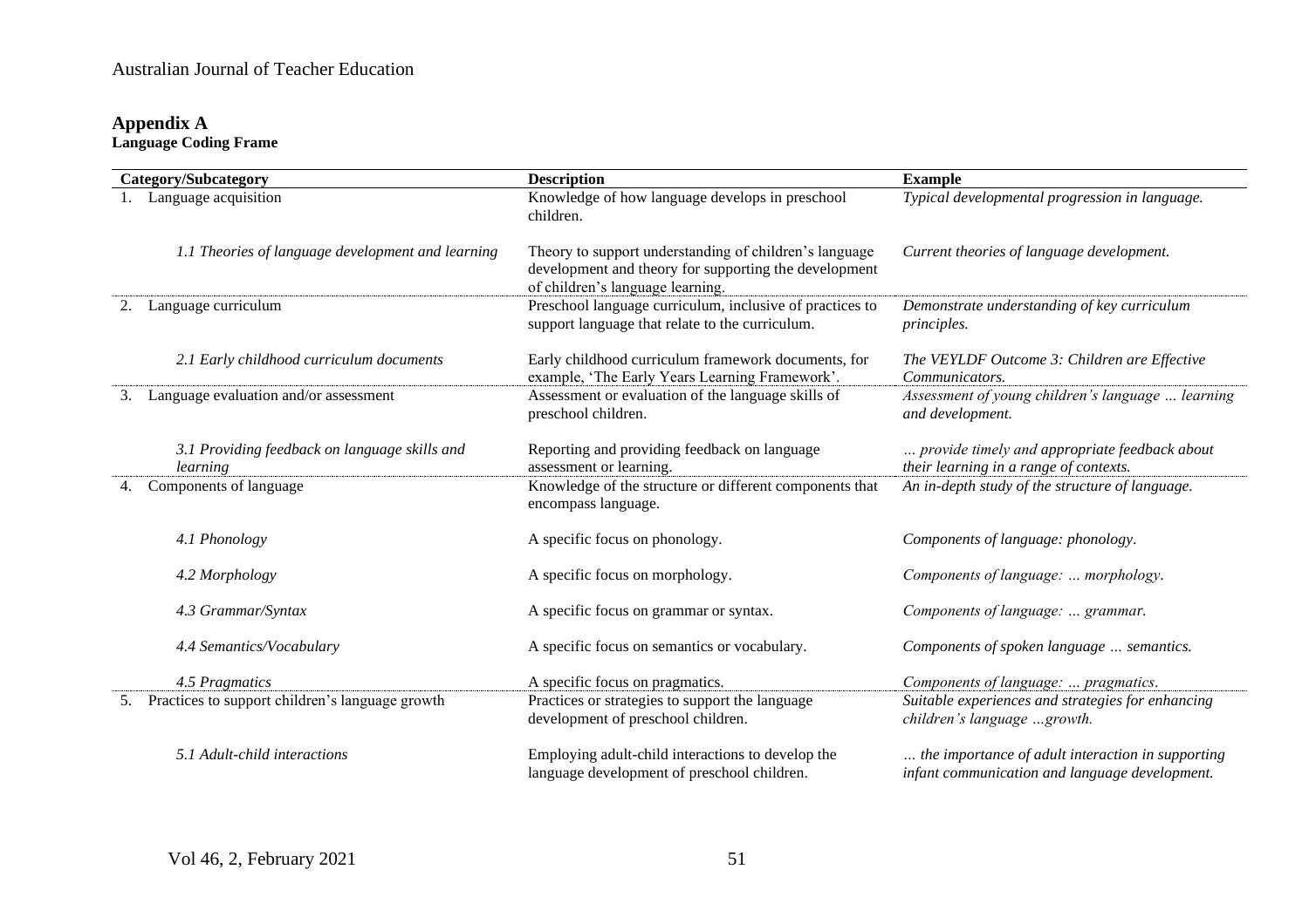## Appendix A

**Language Coding Frame**

| Category/Subcategory | Description | Example |
|---|---|---|
| 1. Language acquisition | Knowledge of how language develops in preschool children. | *Typical developmental progression in language.* |
| *1.1 Theories of language development and learning* | Theory to support understanding of children's language development and theory for supporting the development of children's language learning. | *Current theories of language development.* |
| 2. Language curriculum | Preschool language curriculum, inclusive of practices to support language that relate to the curriculum. | *Demonstrate understanding of key curriculum principles.* |
| *2.1 Early childhood curriculum documents* | Early childhood curriculum framework documents, for example, 'The Early Years Learning Framework'. | *The VEYLDF Outcome 3: Children are Effective Communicators.* |
| 3. Language evaluation and/or assessment | Assessment or evaluation of the language skills of preschool children. | *Assessment of young children's language … learning and development.* |
| *3.1 Providing feedback on language skills and learning* | Reporting and providing feedback on language assessment or learning. | *… provide timely and appropriate feedback about their learning in a range of contexts.* |
| 4. Components of language | Knowledge of the structure or different components that encompass language. | *An in-depth study of the structure of language.* |
| *4.1 Phonology* | A specific focus on phonology. | *Components of language: phonology.* |
| *4.2 Morphology* | A specific focus on morphology. | *Components of language: … morphology.* |
| *4.3 Grammar/Syntax* | A specific focus on grammar or syntax. | *Components of language: … grammar.* |
| *4.4 Semantics/Vocabulary* | A specific focus on semantics or vocabulary. | *Components of spoken language … semantics.* |
| *4.5 Pragmatics* | A specific focus on pragmatics. | *Components of language: … pragmatics.* |
| 5. Practices to support children's language growth | Practices or strategies to support the language development of preschool children. | *Suitable experiences and strategies for enhancing children's language …growth.* |
| *5.1 Adult-child interactions* | Employing adult-child interactions to develop the language development of preschool children. | *… the importance of adult interaction in supporting infant communication and language development.* |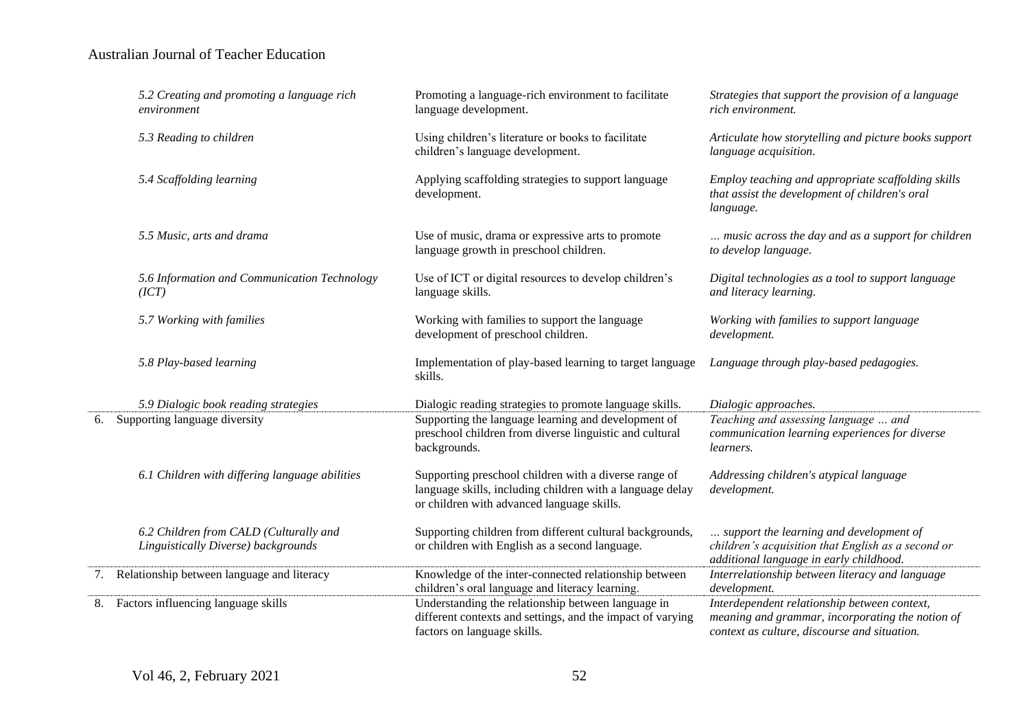| | | |
|---|---|---|
| *5.2 Creating and promoting a language rich environment* | Promoting a language-rich environment to facilitate language development. | *Strategies that support the provision of a language rich environment.* |
| *5.3 Reading to children* | Using children's literature or books to facilitate children's language development. | *Articulate how storytelling and picture books support language acquisition.* |
| *5.4 Scaffolding learning* | Applying scaffolding strategies to support language development. | *Employ teaching and appropriate scaffolding skills that assist the development of children's oral language.* |
| *5.5 Music, arts and drama* | Use of music, drama or expressive arts to promote language growth in preschool children. | *… music across the day and as a support for children to develop language.* |
| *5.6 Information and Communication Technology (ICT)* | Use of ICT or digital resources to develop children's language skills. | *Digital technologies as a tool to support language and literacy learning.* |
| *5.7 Working with families* | Working with families to support the language development of preschool children. | *Working with families to support language development.* |
| *5.8 Play-based learning* | Implementation of play-based learning to target language skills. | *Language through play-based pedagogies.* |
| *5.9 Dialogic book reading strategies* | Dialogic reading strategies to promote language skills. | *Dialogic approaches.* |
| 6. Supporting language diversity | Supporting the language learning and development of preschool children from diverse linguistic and cultural backgrounds. | *Teaching and assessing language … and communication learning experiences for diverse learners.* |
| *6.1 Children with differing language abilities* | Supporting preschool children with a diverse range of language skills, including children with a language delay or children with advanced language skills. | *Addressing children's atypical language development.* |
| *6.2 Children from CALD (Culturally and Linguistically Diverse) backgrounds* | Supporting children from different cultural backgrounds, or children with English as a second language. | *… support the learning and development of children's acquisition that English as a second or additional language in early childhood.* |
| 7. Relationship between language and literacy | Knowledge of the inter-connected relationship between children's oral language and literacy learning. | *Interrelationship between literacy and language development.* |
| 8. Factors influencing language skills | Understanding the relationship between language in different contexts and settings, and the impact of varying factors on language skills. | *Interdependent relationship between context, meaning and grammar, incorporating the notion of context as culture, discourse and situation.* |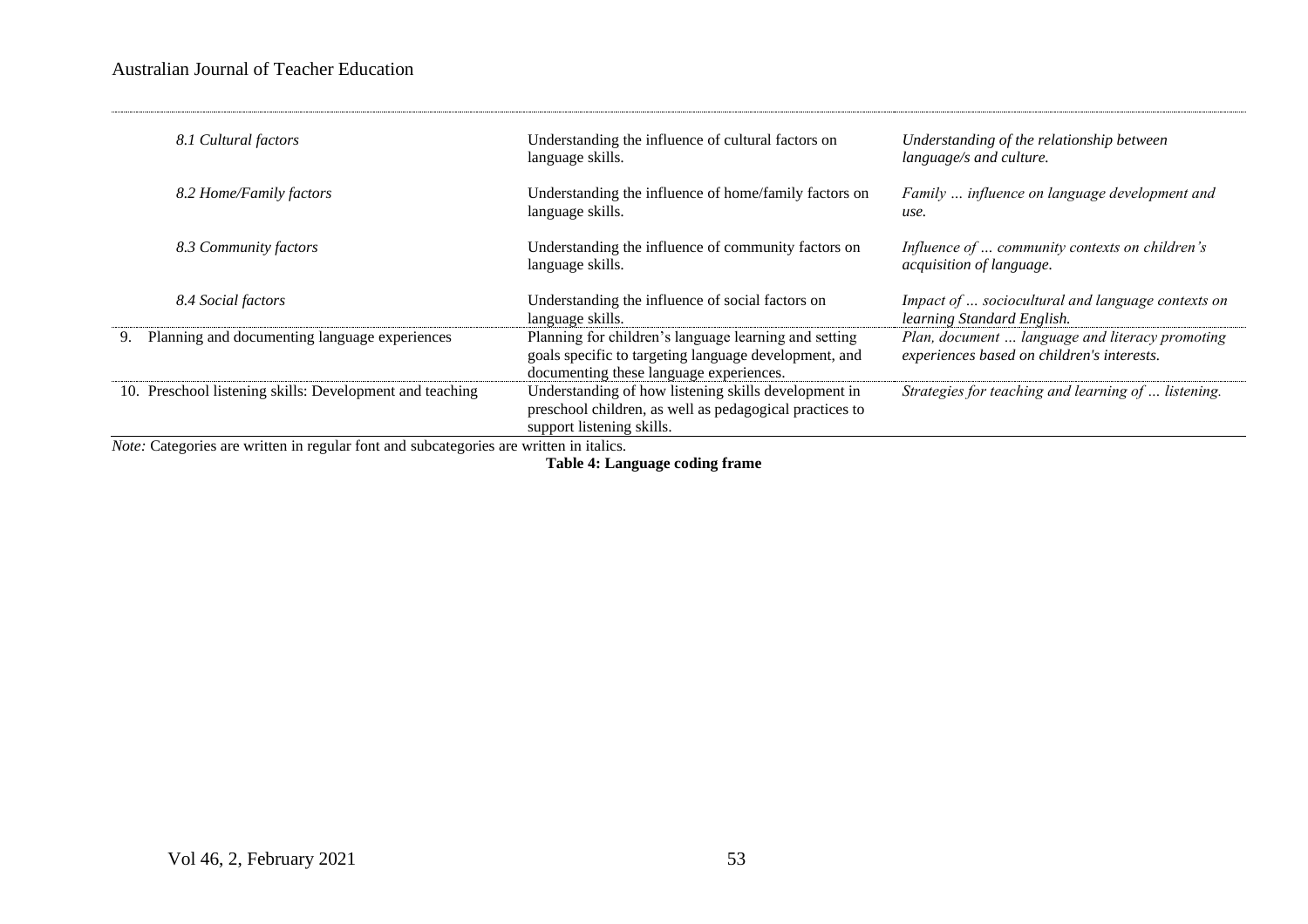| | | |
|---|---|---|
| *8.1 Cultural factors* | Understanding the influence of cultural factors on language skills. | *Understanding of the relationship between language/s and culture.* |
| *8.2 Home/Family factors* | Understanding the influence of home/family factors on language skills. | *Family … influence on language development and use.* |
| *8.3 Community factors* | Understanding the influence of community factors on language skills. | *Influence of … community contexts on children's acquisition of language.* |
| *8.4 Social factors* | Understanding the influence of social factors on language skills. | *Impact of … sociocultural and language contexts on learning Standard English.* |
| 9. Planning and documenting language experiences | Planning for children's language learning and setting goals specific to targeting language development, and documenting these language experiences. | *Plan, document … language and literacy promoting experiences based on children's interests.* |
| 10. Preschool listening skills: Development and teaching | Understanding of how listening skills development in preschool children, as well as pedagogical practices to support listening skills. | *Strategies for teaching and learning of … listening.* |

*Note:* Categories are written in regular font and subcategories are written in italics.

**Table 4: Language coding frame**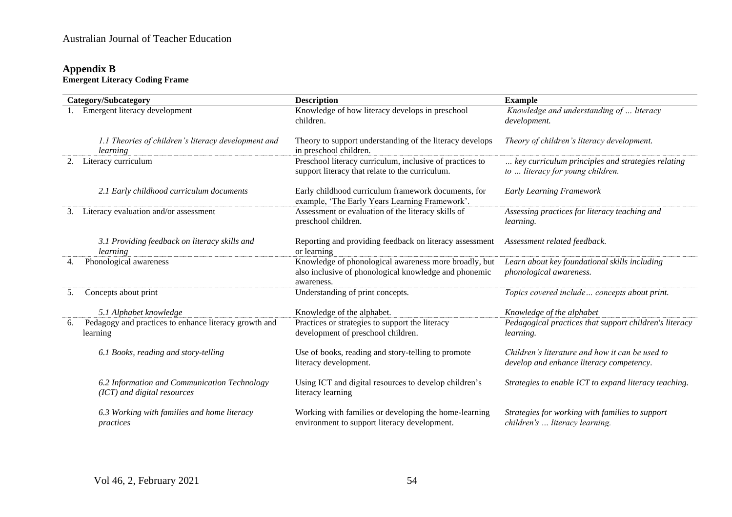## Appendix B

**Emergent Literacy Coding Frame**

| Category/Subcategory | Description | Example |
|---|---|---|
| 1. Emergent literacy development | Knowledge of how literacy develops in preschool children. | *Knowledge and understanding of … literacy development.* |
| *1.1 Theories of children's literacy development and learning* | Theory to support understanding of the literacy develops in preschool children. | *Theory of children's literacy development.* |
| 2. Literacy curriculum | Preschool literacy curriculum, inclusive of practices to support literacy that relate to the curriculum. | *… key curriculum principles and strategies relating to … literacy for young children.* |
| *2.1 Early childhood curriculum documents* | Early childhood curriculum framework documents, for example, 'The Early Years Learning Framework'. | *Early Learning Framework* |
| 3. Literacy evaluation and/or assessment | Assessment or evaluation of the literacy skills of preschool children. | *Assessing practices for literacy teaching and learning.* |
| *3.1 Providing feedback on literacy skills and learning* | Reporting and providing feedback on literacy assessment or learning | *Assessment related feedback.* |
| 4. Phonological awareness | Knowledge of phonological awareness more broadly, but also inclusive of phonological knowledge and phonemic awareness. | *Learn about key foundational skills including phonological awareness.* |
| 5. Concepts about print | Understanding of print concepts. | *Topics covered include… concepts about print.* |
| *5.1 Alphabet knowledge* | Knowledge of the alphabet. | *Knowledge of the alphabet* |
| 6. Pedagogy and practices to enhance literacy growth and learning | Practices or strategies to support the literacy development of preschool children. | *Pedagogical practices that support children's literacy learning.* |
| *6.1 Books, reading and story-telling* | Use of books, reading and story-telling to promote literacy development. | *Children's literature and how it can be used to develop and enhance literacy competency.* |
| *6.2 Information and Communication Technology (ICT) and digital resources* | Using ICT and digital resources to develop children's literacy learning | *Strategies to enable ICT to expand literacy teaching.* |
| *6.3 Working with families and home literacy practices* | Working with families or developing the home-learning environment to support literacy development. | *Strategies for working with families to support children's … literacy learning.* |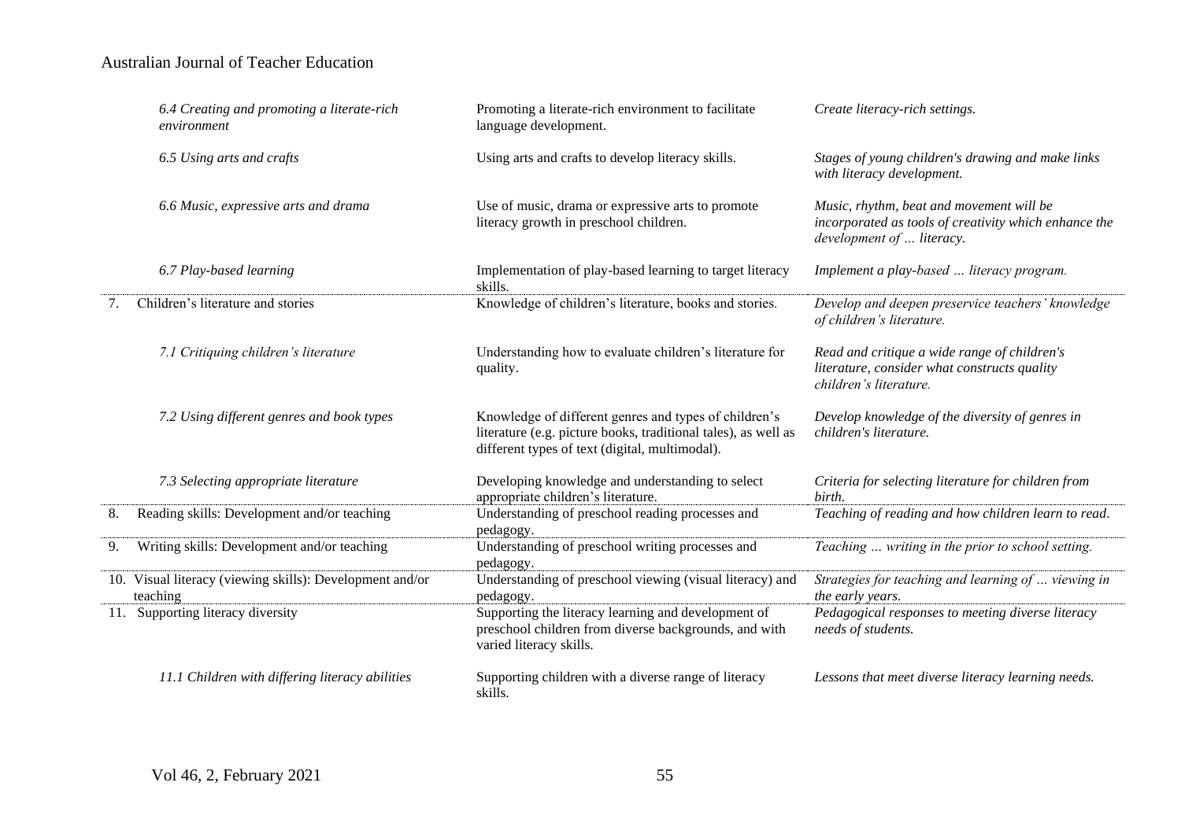| | | |
|---|---|---|
| *6.4 Creating and promoting a literate-rich environment* | Promoting a literate-rich environment to facilitate language development. | *Create literacy-rich settings.* |
| *6.5 Using arts and crafts* | Using arts and crafts to develop literacy skills. | *Stages of young children's drawing and make links with literacy development.* |
| *6.6 Music, expressive arts and drama* | Use of music, drama or expressive arts to promote literacy growth in preschool children. | *Music, rhythm, beat and movement will be incorporated as tools of creativity which enhance the development of … literacy.* |
| *6.7 Play-based learning* | Implementation of play-based learning to target literacy skills. | *Implement a play-based … literacy program.* |
| 7. Children's literature and stories | Knowledge of children's literature, books and stories. | *Develop and deepen preservice teachers' knowledge of children's literature.* |
| *7.1 Critiquing children's literature* | Understanding how to evaluate children's literature for quality. | *Read and critique a wide range of children's literature, consider what constructs quality children's literature.* |
| *7.2 Using different genres and book types* | Knowledge of different genres and types of children's literature (e.g. picture books, traditional tales), as well as different types of text (digital, multimodal). | *Develop knowledge of the diversity of genres in children's literature.* |
| *7.3 Selecting appropriate literature* | Developing knowledge and understanding to select appropriate children's literature. | *Criteria for selecting literature for children from birth.* |
| 8. Reading skills: Development and/or teaching | Understanding of preschool reading processes and pedagogy. | *Teaching of reading and how children learn to read.* |
| 9. Writing skills: Development and/or teaching | Understanding of preschool writing processes and pedagogy. | *Teaching … writing in the prior to school setting.* |
| 10. Visual literacy (viewing skills): Development and/or teaching | Understanding of preschool viewing (visual literacy) and pedagogy. | *Strategies for teaching and learning of … viewing in the early years.* |
| 11. Supporting literacy diversity | Supporting the literacy learning and development of preschool children from diverse backgrounds, and with varied literacy skills. | *Pedagogical responses to meeting diverse literacy needs of students.* |
| *11.1 Children with differing literacy abilities* | Supporting children with a diverse range of literacy skills. | *Lessons that meet diverse literacy learning needs.* |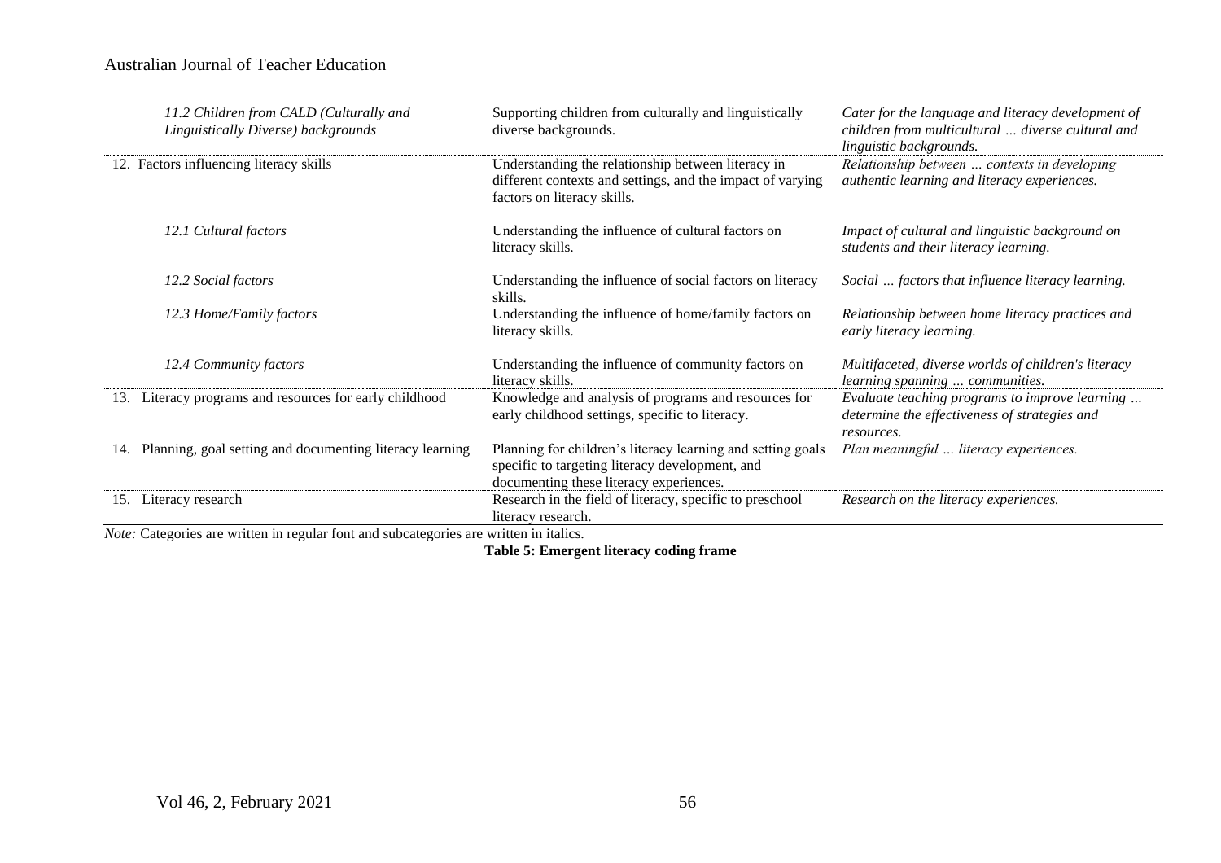| | | |
|---|---|---|
| *11.2 Children from CALD (Culturally and Linguistically Diverse) backgrounds* | Supporting children from culturally and linguistically diverse backgrounds. | *Cater for the language and literacy development of children from multicultural … diverse cultural and linguistic backgrounds.* |
| 12. Factors influencing literacy skills | Understanding the relationship between literacy in different contexts and settings, and the impact of varying factors on literacy skills. | *Relationship between … contexts in developing authentic learning and literacy experiences.* |
| *12.1 Cultural factors* | Understanding the influence of cultural factors on literacy skills. | *Impact of cultural and linguistic background on students and their literacy learning.* |
| *12.2 Social factors* | Understanding the influence of social factors on literacy skills. | *Social … factors that influence literacy learning.* |
| *12.3 Home/Family factors* | Understanding the influence of home/family factors on literacy skills. | *Relationship between home literacy practices and early literacy learning.* |
| *12.4 Community factors* | Understanding the influence of community factors on literacy skills. | *Multifaceted, diverse worlds of children's literacy learning spanning … communities.* |
| 13. Literacy programs and resources for early childhood | Knowledge and analysis of programs and resources for early childhood settings, specific to literacy. | *Evaluate teaching programs to improve learning … determine the effectiveness of strategies and resources.* |
| 14. Planning, goal setting and documenting literacy learning | Planning for children's literacy learning and setting goals specific to targeting literacy development, and documenting these literacy experiences. | *Plan meaningful … literacy experiences.* |
| 15. Literacy research | Research in the field of literacy, specific to preschool literacy research. | *Research on the literacy experiences.* |

*Note:* Categories are written in regular font and subcategories are written in italics.

**Table 5: Emergent literacy coding frame**